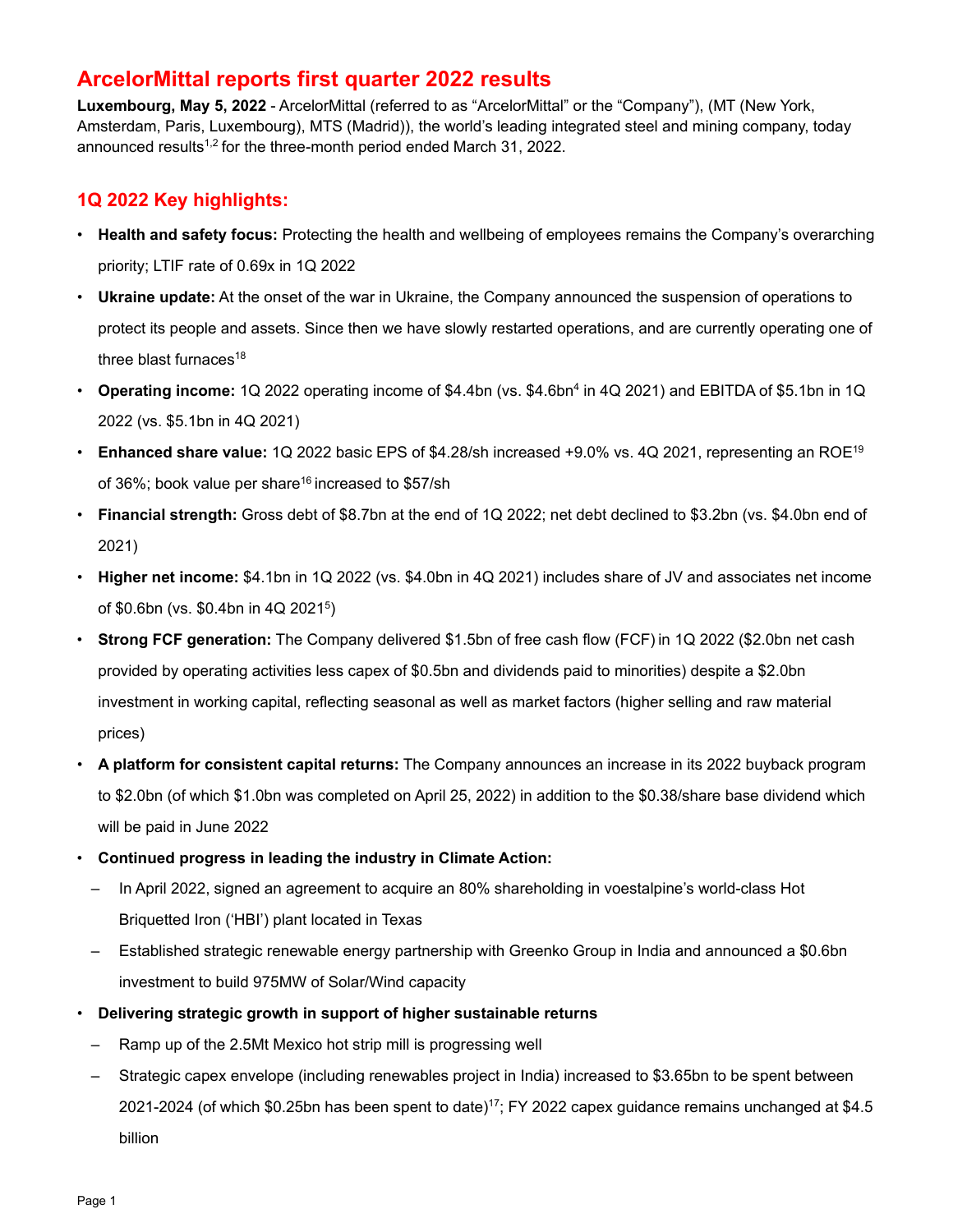# ArcelorMittal reports first quarter 2022 results

**Luxembourg, May 5, 2022** - ArcelorMittal (referred to as "ArcelorMittal" or the "Company"), (MT (New York, Amsterdam, Paris, Luxembourg), MTS (Madrid)), the world's leading integrated steel and mining company, today announced results[1,2] for the three-month period ended March 31, 2022.

## 1Q 2022 Key highlights:

- **Health and safety focus:** Protecting the health and wellbeing of employees remains the Company's overarching priority; LTIF rate of 0.69x in 1Q 2022
- **Ukraine update:** At the onset of the war in Ukraine, the Company announced the suspension of operations to protect its people and assets. Since then we have slowly restarted operations, and are currently operating one of three blast furnaces[18]
- **Operating income:** 1Q 2022 operating income of $4.4bn (vs. $4.6bn[4] in 4Q 2021) and EBITDA of $5.1bn in 1Q 2022 (vs. $5.1bn in 4Q 2021)
- **Enhanced share value:** 1Q 2022 basic EPS of $4.28/sh increased +9.0% vs. 4Q 2021, representing an ROE[19] of 36%; book value per share[16] increased to $57/sh
- **Financial strength:** Gross debt of $8.7bn at the end of 1Q 2022; net debt declined to $3.2bn (vs. $4.0bn end of 2021)
- **Higher net income:** $4.1bn in 1Q 2022 (vs. $4.0bn in 4Q 2021) includes share of JV and associates net income of $0.6bn (vs. $0.4bn in 4Q 2021[5])
- **Strong FCF generation:** The Company delivered $1.5bn of free cash flow (FCF) in 1Q 2022 ($2.0bn net cash provided by operating activities less capex of $0.5bn and dividends paid to minorities) despite a $2.0bn investment in working capital, reflecting seasonal as well as market factors (higher selling and raw material prices)
- **A platform for consistent capital returns:** The Company announces an increase in its 2022 buyback program to $2.0bn (of which $1.0bn was completed on April 25, 2022) in addition to the $0.38/share base dividend which will be paid in June 2022
- **Continued progress in leading the industry in Climate Action:**
  - In April 2022, signed an agreement to acquire an 80% shareholding in voestalpine's world-class Hot Briquetted Iron ('HBI') plant located in Texas
  - Established strategic renewable energy partnership with Greenko Group in India and announced a $0.6bn investment to build 975MW of Solar/Wind capacity
- **Delivering strategic growth in support of higher sustainable returns**
  - Ramp up of the 2.5Mt Mexico hot strip mill is progressing well
  - Strategic capex envelope (including renewables project in India) increased to $3.65bn to be spent between 2021-2024 (of which $0.25bn has been spent to date)[17]; FY 2022 capex guidance remains unchanged at $4.5 billion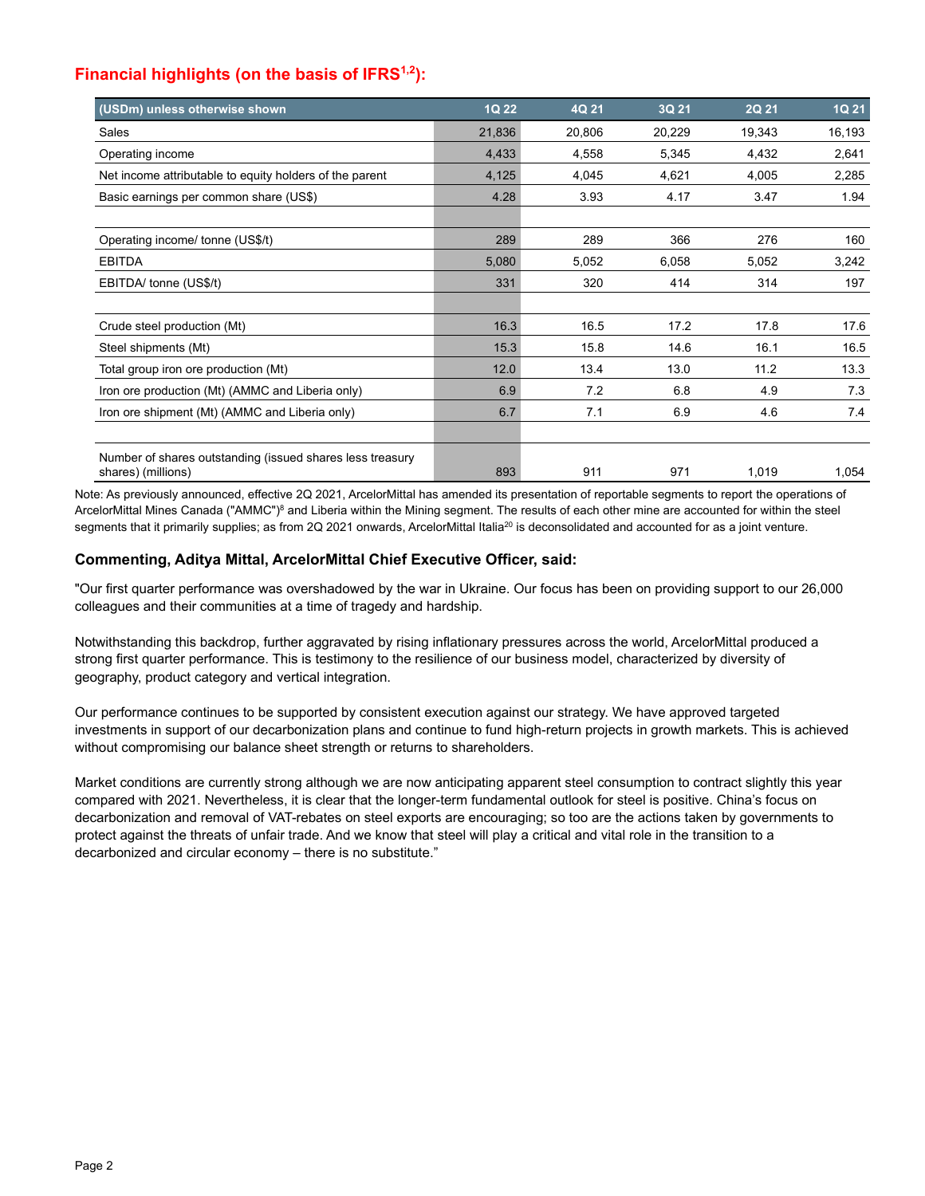## Financial highlights (on the basis of IFRS[1,2]):

| (USDm) unless otherwise shown | 1Q 22 | 4Q 21 | 3Q 21 | 2Q 21 | 1Q 21 |
|---|---|---|---|---|---|
| Sales | 21,836 | 20,806 | 20,229 | 19,343 | 16,193 |
| Operating income | 4,433 | 4,558 | 5,345 | 4,432 | 2,641 |
| Net income attributable to equity holders of the parent | 4,125 | 4,045 | 4,621 | 4,005 | 2,285 |
| Basic earnings per common share (US$) | 4.28 | 3.93 | 4.17 | 3.47 | 1.94 |
| | | | | | |
| Operating income/ tonne (US$/t) | 289 | 289 | 366 | 276 | 160 |
| EBITDA | 5,080 | 5,052 | 6,058 | 5,052 | 3,242 |
| EBITDA/ tonne (US$/t) | 331 | 320 | 414 | 314 | 197 |
| | | | | | |
| Crude steel production (Mt) | 16.3 | 16.5 | 17.2 | 17.8 | 17.6 |
| Steel shipments (Mt) | 15.3 | 15.8 | 14.6 | 16.1 | 16.5 |
| Total group iron ore production (Mt) | 12.0 | 13.4 | 13.0 | 11.2 | 13.3 |
| Iron ore production (Mt) (AMMC and Liberia only) | 6.9 | 7.2 | 6.8 | 4.9 | 7.3 |
| Iron ore shipment (Mt) (AMMC and Liberia only) | 6.7 | 7.1 | 6.9 | 4.6 | 7.4 |
| | | | | | |
| Number of shares outstanding (issued shares less treasury shares) (millions) | 893 | 911 | 971 | 1,019 | 1,054 |

Note: As previously announced, effective 2Q 2021, ArcelorMittal has amended its presentation of reportable segments to report the operations of ArcelorMittal Mines Canada ("AMMC")[8] and Liberia within the Mining segment. The results of each other mine are accounted for within the steel segments that it primarily supplies; as from 2Q 2021 onwards, ArcelorMittal Italia[20] is deconsolidated and accounted for as a joint venture.

### Commenting, Aditya Mittal, ArcelorMittal Chief Executive Officer, said:

"Our first quarter performance was overshadowed by the war in Ukraine. Our focus has been on providing support to our 26,000 colleagues and their communities at a time of tragedy and hardship.

Notwithstanding this backdrop, further aggravated by rising inflationary pressures across the world, ArcelorMittal produced a strong first quarter performance. This is testimony to the resilience of our business model, characterized by diversity of geography, product category and vertical integration.

Our performance continues to be supported by consistent execution against our strategy. We have approved targeted investments in support of our decarbonization plans and continue to fund high-return projects in growth markets. This is achieved without compromising our balance sheet strength or returns to shareholders.

Market conditions are currently strong although we are now anticipating apparent steel consumption to contract slightly this year compared with 2021. Nevertheless, it is clear that the longer-term fundamental outlook for steel is positive. China's focus on decarbonization and removal of VAT-rebates on steel exports are encouraging; so too are the actions taken by governments to protect against the threats of unfair trade. And we know that steel will play a critical and vital role in the transition to a decarbonized and circular economy – there is no substitute."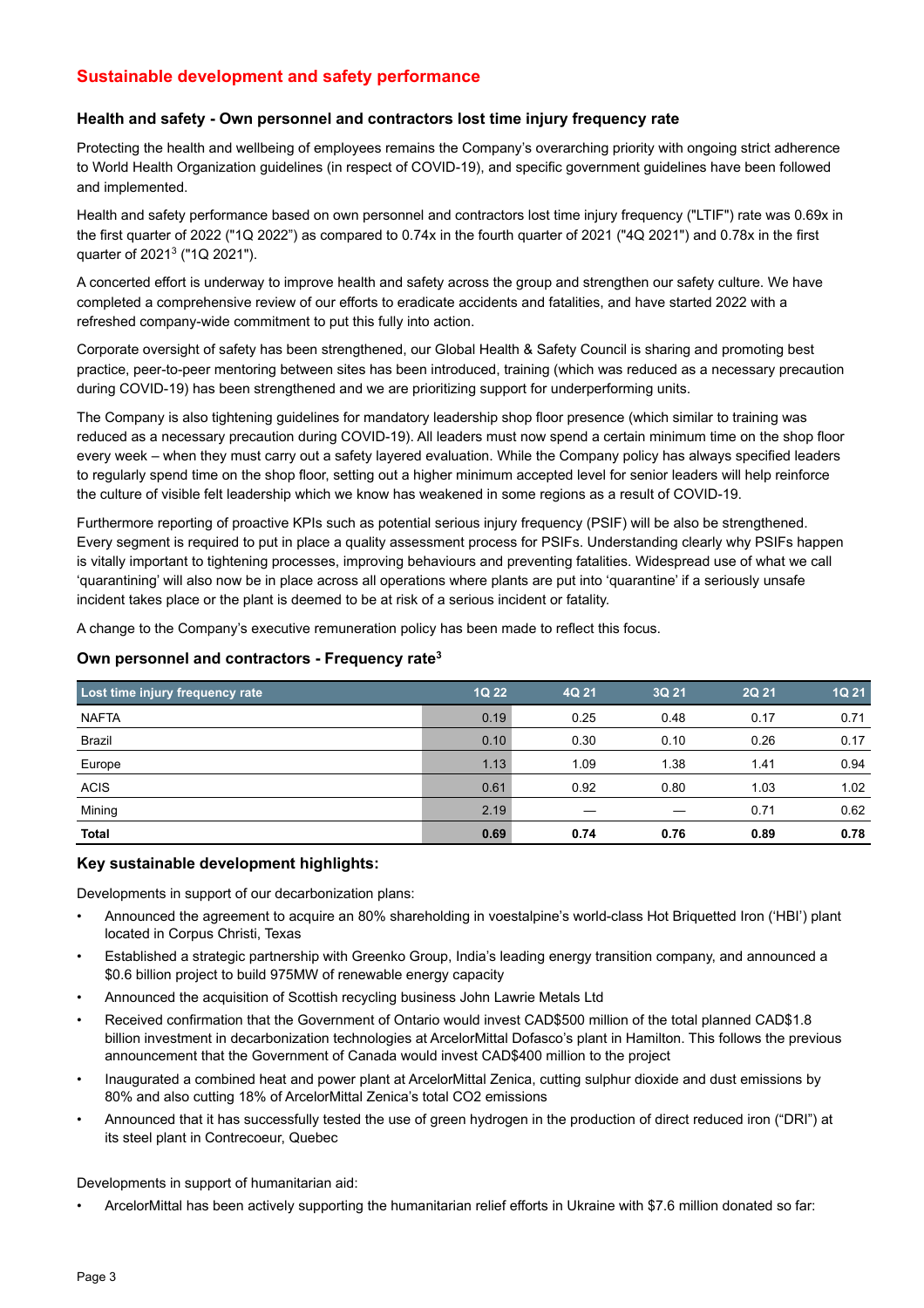## Sustainable development and safety performance

### Health and safety - Own personnel and contractors lost time injury frequency rate

Protecting the health and wellbeing of employees remains the Company's overarching priority with ongoing strict adherence to World Health Organization guidelines (in respect of COVID-19), and specific government guidelines have been followed and implemented.

Health and safety performance based on own personnel and contractors lost time injury frequency ("LTIF") rate was 0.69x in the first quarter of 2022 ("1Q 2022") as compared to 0.74x in the fourth quarter of 2021 ("4Q 2021") and 0.78x in the first quarter of 2021[3] ("1Q 2021").

A concerted effort is underway to improve health and safety across the group and strengthen our safety culture. We have completed a comprehensive review of our efforts to eradicate accidents and fatalities, and have started 2022 with a refreshed company-wide commitment to put this fully into action.

Corporate oversight of safety has been strengthened, our Global Health & Safety Council is sharing and promoting best practice, peer-to-peer mentoring between sites has been introduced, training (which was reduced as a necessary precaution during COVID-19) has been strengthened and we are prioritizing support for underperforming units.

The Company is also tightening guidelines for mandatory leadership shop floor presence (which similar to training was reduced as a necessary precaution during COVID-19). All leaders must now spend a certain minimum time on the shop floor every week – when they must carry out a safety layered evaluation. While the Company policy has always specified leaders to regularly spend time on the shop floor, setting out a higher minimum accepted level for senior leaders will help reinforce the culture of visible felt leadership which we know has weakened in some regions as a result of COVID-19.

Furthermore reporting of proactive KPIs such as potential serious injury frequency (PSIF) will be also be strengthened. Every segment is required to put in place a quality assessment process for PSIFs. Understanding clearly why PSIFs happen is vitally important to tightening processes, improving behaviours and preventing fatalities. Widespread use of what we call 'quarantining' will also now be in place across all operations where plants are put into 'quarantine' if a seriously unsafe incident takes place or the plant is deemed to be at risk of a serious incident or fatality.

A change to the Company's executive remuneration policy has been made to reflect this focus.

### Own personnel and contractors - Frequency rate[3]

| Lost time injury frequency rate | 1Q 22 | 4Q 21 | 3Q 21 | 2Q 21 | 1Q 21 |
|---|---|---|---|---|---|
| NAFTA | 0.19 | 0.25 | 0.48 | 0.17 | 0.71 |
| Brazil | 0.10 | 0.30 | 0.10 | 0.26 | 0.17 |
| Europe | 1.13 | 1.09 | 1.38 | 1.41 | 0.94 |
| ACIS | 0.61 | 0.92 | 0.80 | 1.03 | 1.02 |
| Mining | 2.19 | — | — | 0.71 | 0.62 |
| **Total** | **0.69** | **0.74** | **0.76** | **0.89** | **0.78** |

### Key sustainable development highlights:

Developments in support of our decarbonization plans:

- Announced the agreement to acquire an 80% shareholding in voestalpine's world-class Hot Briquetted Iron ('HBI') plant located in Corpus Christi, Texas
- Established a strategic partnership with Greenko Group, India's leading energy transition company, and announced a $0.6 billion project to build 975MW of renewable energy capacity
- Announced the acquisition of Scottish recycling business John Lawrie Metals Ltd
- Received confirmation that the Government of Ontario would invest CAD$500 million of the total planned CAD$1.8 billion investment in decarbonization technologies at ArcelorMittal Dofasco's plant in Hamilton. This follows the previous announcement that the Government of Canada would invest CAD$400 million to the project
- Inaugurated a combined heat and power plant at ArcelorMittal Zenica, cutting sulphur dioxide and dust emissions by 80% and also cutting 18% of ArcelorMittal Zenica's total $CO_2$ emissions
- Announced that it has successfully tested the use of green hydrogen in the production of direct reduced iron ("DRI") at its steel plant in Contrecoeur, Quebec

Developments in support of humanitarian aid:

- ArcelorMittal has been actively supporting the humanitarian relief efforts in Ukraine with $7.6 million donated so far: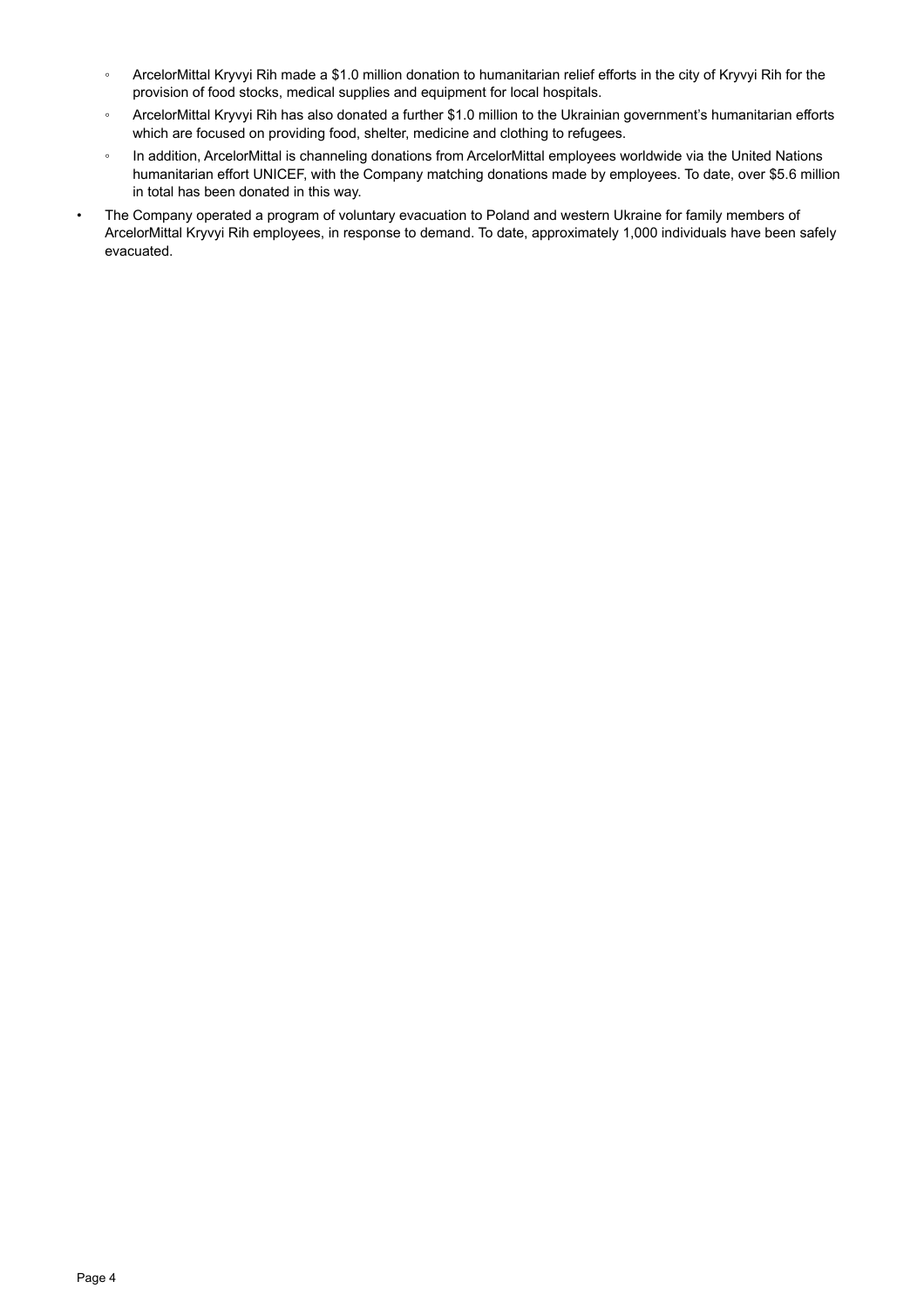- ArcelorMittal Kryvyi Rih made a $1.0 million donation to humanitarian relief efforts in the city of Kryvyi Rih for the provision of food stocks, medical supplies and equipment for local hospitals.
    - ArcelorMittal Kryvyi Rih has also donated a further $1.0 million to the Ukrainian government's humanitarian efforts which are focused on providing food, shelter, medicine and clothing to refugees.
    - In addition, ArcelorMittal is channeling donations from ArcelorMittal employees worldwide via the United Nations humanitarian effort UNICEF, with the Company matching donations made by employees. To date, over $5.6 million in total has been donated in this way.
- The Company operated a program of voluntary evacuation to Poland and western Ukraine for family members of ArcelorMittal Kryvyi Rih employees, in response to demand. To date, approximately 1,000 individuals have been safely evacuated.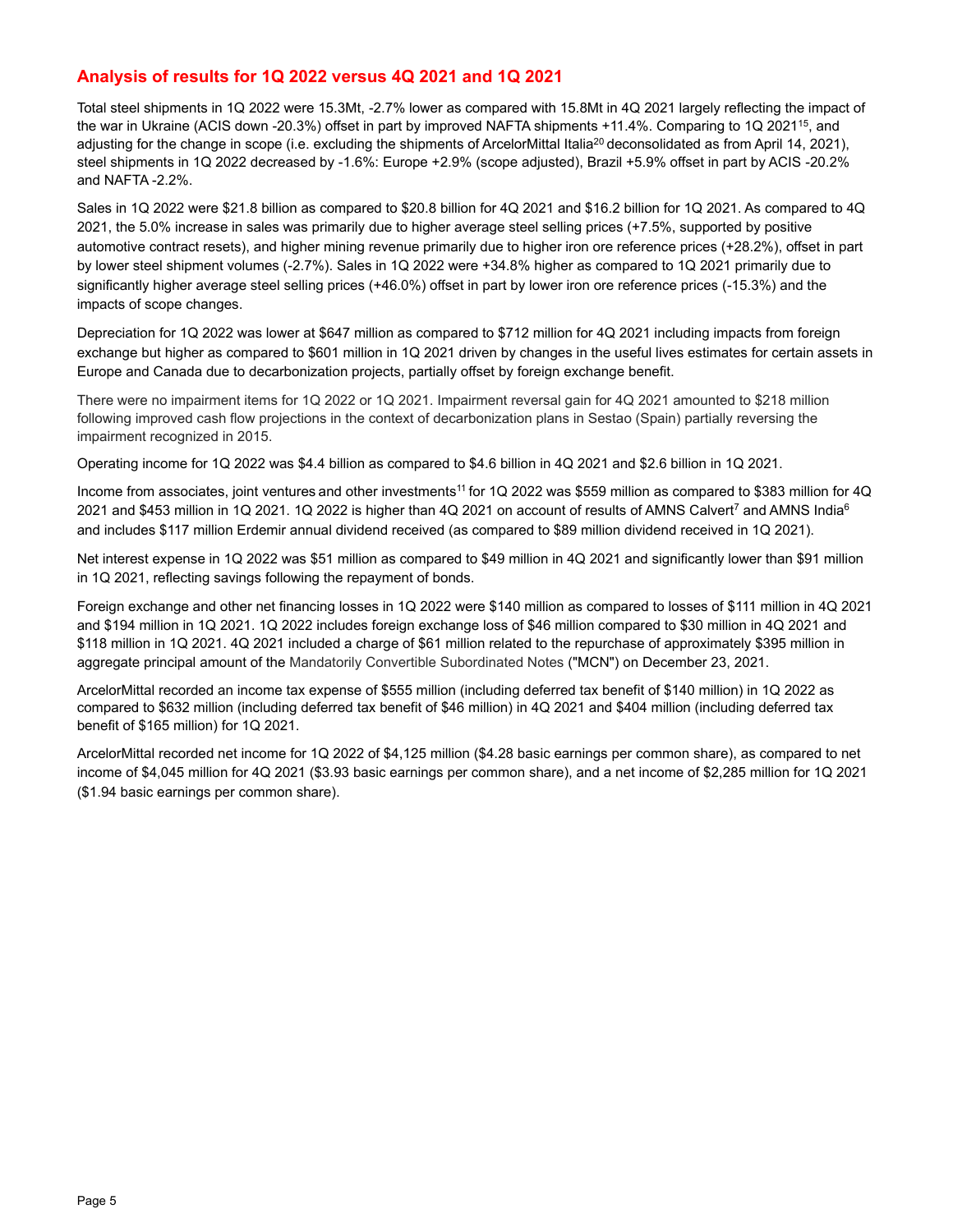## Analysis of results for 1Q 2022 versus 4Q 2021 and 1Q 2021

Total steel shipments in 1Q 2022 were 15.3Mt, -2.7% lower as compared with 15.8Mt in 4Q 2021 largely reflecting the impact of the war in Ukraine (ACIS down -20.3%) offset in part by improved NAFTA shipments +11.4%. Comparing to 1Q 2021[15], and adjusting for the change in scope (i.e. excluding the shipments of ArcelorMittal Italia[20] deconsolidated as from April 14, 2021), steel shipments in 1Q 2022 decreased by -1.6%: Europe +2.9% (scope adjusted), Brazil +5.9% offset in part by ACIS -20.2% and NAFTA -2.2%.

Sales in 1Q 2022 were $21.8 billion as compared to $20.8 billion for 4Q 2021 and $16.2 billion for 1Q 2021. As compared to 4Q 2021, the 5.0% increase in sales was primarily due to higher average steel selling prices (+7.5%, supported by positive automotive contract resets), and higher mining revenue primarily due to higher iron ore reference prices (+28.2%), offset in part by lower steel shipment volumes (-2.7%). Sales in 1Q 2022 were +34.8% higher as compared to 1Q 2021 primarily due to significantly higher average steel selling prices (+46.0%) offset in part by lower iron ore reference prices (-15.3%) and the impacts of scope changes.

Depreciation for 1Q 2022 was lower at $647 million as compared to $712 million for 4Q 2021 including impacts from foreign exchange but higher as compared to $601 million in 1Q 2021 driven by changes in the useful lives estimates for certain assets in Europe and Canada due to decarbonization projects, partially offset by foreign exchange benefit.

There were no impairment items for 1Q 2022 or 1Q 2021. Impairment reversal gain for 4Q 2021 amounted to $218 million following improved cash flow projections in the context of decarbonization plans in Sestao (Spain) partially reversing the impairment recognized in 2015.

Operating income for 1Q 2022 was $4.4 billion as compared to $4.6 billion in 4Q 2021 and $2.6 billion in 1Q 2021.

Income from associates, joint ventures and other investments[11] for 1Q 2022 was $559 million as compared to $383 million for 4Q 2021 and $453 million in 1Q 2021. 1Q 2022 is higher than 4Q 2021 on account of results of AMNS Calvert[7] and AMNS India[6] and includes $117 million Erdemir annual dividend received (as compared to $89 million dividend received in 1Q 2021).

Net interest expense in 1Q 2022 was $51 million as compared to $49 million in 4Q 2021 and significantly lower than $91 million in 1Q 2021, reflecting savings following the repayment of bonds.

Foreign exchange and other net financing losses in 1Q 2022 were $140 million as compared to losses of $111 million in 4Q 2021 and $194 million in 1Q 2021. 1Q 2022 includes foreign exchange loss of $46 million compared to $30 million in 4Q 2021 and $118 million in 1Q 2021. 4Q 2021 included a charge of $61 million related to the repurchase of approximately $395 million in aggregate principal amount of the Mandatorily Convertible Subordinated Notes ("MCN") on December 23, 2021.

ArcelorMittal recorded an income tax expense of $555 million (including deferred tax benefit of $140 million) in 1Q 2022 as compared to $632 million (including deferred tax benefit of $46 million) in 4Q 2021 and $404 million (including deferred tax benefit of $165 million) for 1Q 2021.

ArcelorMittal recorded net income for 1Q 2022 of $4,125 million ($4.28 basic earnings per common share), as compared to net income of $4,045 million for 4Q 2021 ($3.93 basic earnings per common share), and a net income of $2,285 million for 1Q 2021 ($1.94 basic earnings per common share).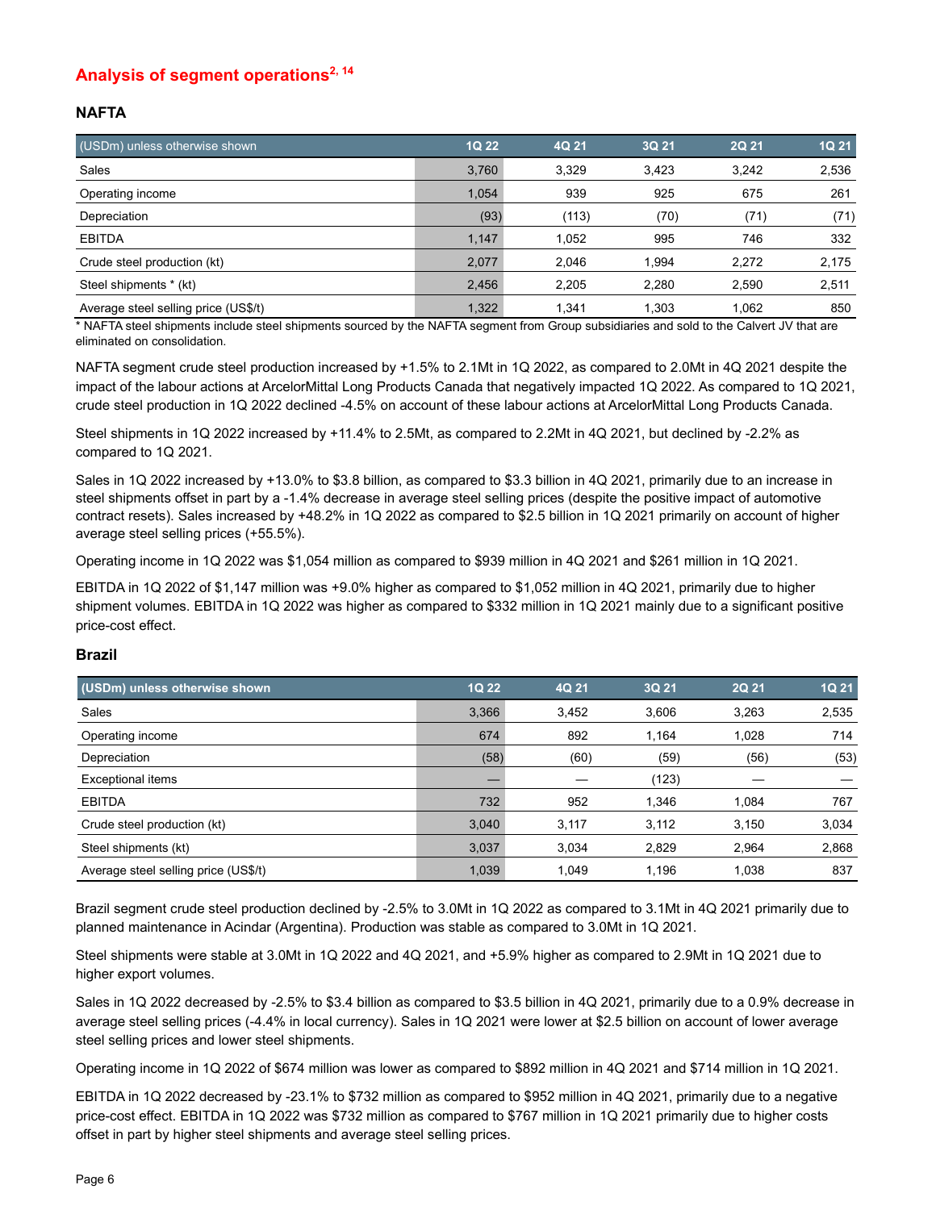## Analysis of segment operations[2, 14]

### NAFTA

| (USDm) unless otherwise shown | 1Q 22 | 4Q 21 | 3Q 21 | 2Q 21 | 1Q 21 |
|---|---|---|---|---|---|
| Sales | 3,760 | 3,329 | 3,423 | 3,242 | 2,536 |
| Operating income | 1,054 | 939 | 925 | 675 | 261 |
| Depreciation | (93) | (113) | (70) | (71) | (71) |
| EBITDA | 1,147 | 1,052 | 995 | 746 | 332 |
| Crude steel production (kt) | 2,077 | 2,046 | 1,994 | 2,272 | 2,175 |
| Steel shipments * (kt) | 2,456 | 2,205 | 2,280 | 2,590 | 2,511 |
| Average steel selling price (US$/t) | 1,322 | 1,341 | 1,303 | 1,062 | 850 |

* NAFTA steel shipments include steel shipments sourced by the NAFTA segment from Group subsidiaries and sold to the Calvert JV that are eliminated on consolidation.

NAFTA segment crude steel production increased by +1.5% to 2.1Mt in 1Q 2022, as compared to 2.0Mt in 4Q 2021 despite the impact of the labour actions at ArcelorMittal Long Products Canada that negatively impacted 1Q 2022. As compared to 1Q 2021, crude steel production in 1Q 2022 declined -4.5% on account of these labour actions at ArcelorMittal Long Products Canada.

Steel shipments in 1Q 2022 increased by +11.4% to 2.5Mt, as compared to 2.2Mt in 4Q 2021, but declined by -2.2% as compared to 1Q 2021.

Sales in 1Q 2022 increased by +13.0% to $3.8 billion, as compared to $3.3 billion in 4Q 2021, primarily due to an increase in steel shipments offset in part by a -1.4% decrease in average steel selling prices (despite the positive impact of automotive contract resets). Sales increased by +48.2% in 1Q 2022 as compared to $2.5 billion in 1Q 2021 primarily on account of higher average steel selling prices (+55.5%).

Operating income in 1Q 2022 was $1,054 million as compared to $939 million in 4Q 2021 and $261 million in 1Q 2021.

EBITDA in 1Q 2022 of $1,147 million was +9.0% higher as compared to $1,052 million in 4Q 2021, primarily due to higher shipment volumes. EBITDA in 1Q 2022 was higher as compared to $332 million in 1Q 2021 mainly due to a significant positive price-cost effect.

### Brazil

| (USDm) unless otherwise shown | 1Q 22 | 4Q 21 | 3Q 21 | 2Q 21 | 1Q 21 |
|---|---|---|---|---|---|
| Sales | 3,366 | 3,452 | 3,606 | 3,263 | 2,535 |
| Operating income | 674 | 892 | 1,164 | 1,028 | 714 |
| Depreciation | (58) | (60) | (59) | (56) | (53) |
| Exceptional items | — | — | (123) | — | — |
| EBITDA | 732 | 952 | 1,346 | 1,084 | 767 |
| Crude steel production (kt) | 3,040 | 3,117 | 3,112 | 3,150 | 3,034 |
| Steel shipments (kt) | 3,037 | 3,034 | 2,829 | 2,964 | 2,868 |
| Average steel selling price (US$/t) | 1,039 | 1,049 | 1,196 | 1,038 | 837 |

Brazil segment crude steel production declined by -2.5% to 3.0Mt in 1Q 2022 as compared to 3.1Mt in 4Q 2021 primarily due to planned maintenance in Acindar (Argentina). Production was stable as compared to 3.0Mt in 1Q 2021.

Steel shipments were stable at 3.0Mt in 1Q 2022 and 4Q 2021, and +5.9% higher as compared to 2.9Mt in 1Q 2021 due to higher export volumes.

Sales in 1Q 2022 decreased by -2.5% to $3.4 billion as compared to $3.5 billion in 4Q 2021, primarily due to a 0.9% decrease in average steel selling prices (-4.4% in local currency). Sales in 1Q 2021 were lower at $2.5 billion on account of lower average steel selling prices and lower steel shipments.

Operating income in 1Q 2022 of $674 million was lower as compared to $892 million in 4Q 2021 and $714 million in 1Q 2021.

EBITDA in 1Q 2022 decreased by -23.1% to $732 million as compared to $952 million in 4Q 2021, primarily due to a negative price-cost effect. EBITDA in 1Q 2022 was $732 million as compared to $767 million in 1Q 2021 primarily due to higher costs offset in part by higher steel shipments and average steel selling prices.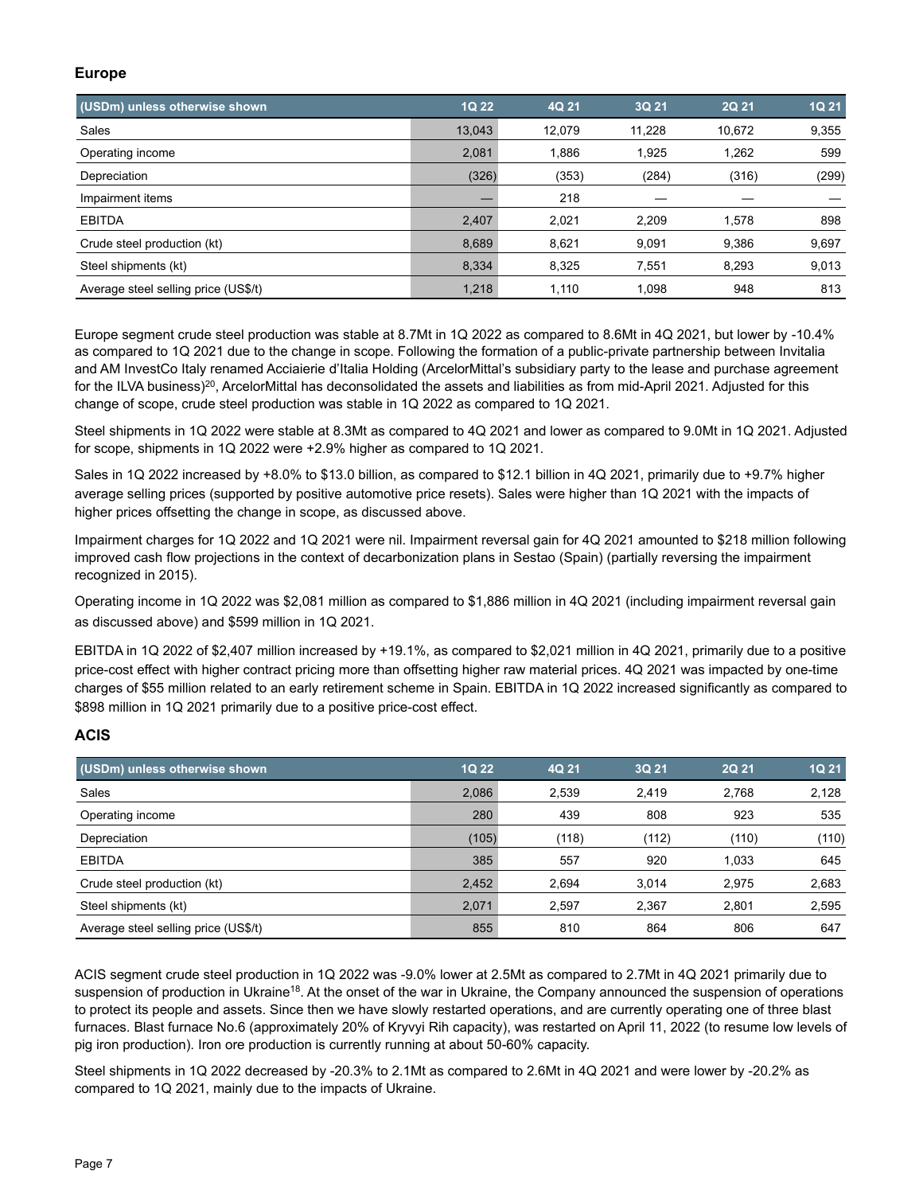## Europe

| (USDm) unless otherwise shown | 1Q 22 | 4Q 21 | 3Q 21 | 2Q 21 | 1Q 21 |
|---|---|---|---|---|---|
| Sales | 13,043 | 12,079 | 11,228 | 10,672 | 9,355 |
| Operating income | 2,081 | 1,886 | 1,925 | 1,262 | 599 |
| Depreciation | (326) | (353) | (284) | (316) | (299) |
| Impairment items | — | 218 | — | — | — |
| EBITDA | 2,407 | 2,021 | 2,209 | 1,578 | 898 |
| Crude steel production (kt) | 8,689 | 8,621 | 9,091 | 9,386 | 9,697 |
| Steel shipments (kt) | 8,334 | 8,325 | 7,551 | 8,293 | 9,013 |
| Average steel selling price (US$/t) | 1,218 | 1,110 | 1,098 | 948 | 813 |

Europe segment crude steel production was stable at 8.7Mt in 1Q 2022 as compared to 8.6Mt in 4Q 2021, but lower by -10.4% as compared to 1Q 2021 due to the change in scope. Following the formation of a public-private partnership between Invitalia and AM InvestCo Italy renamed Acciaierie d'Italia Holding (ArcelorMittal's subsidiary party to the lease and purchase agreement for the ILVA business)[20], ArcelorMittal has deconsolidated the assets and liabilities as from mid-April 2021. Adjusted for this change of scope, crude steel production was stable in 1Q 2022 as compared to 1Q 2021.

Steel shipments in 1Q 2022 were stable at 8.3Mt as compared to 4Q 2021 and lower as compared to 9.0Mt in 1Q 2021. Adjusted for scope, shipments in 1Q 2022 were +2.9% higher as compared to 1Q 2021.

Sales in 1Q 2022 increased by +8.0% to $13.0 billion, as compared to $12.1 billion in 4Q 2021, primarily due to +9.7% higher average selling prices (supported by positive automotive price resets). Sales were higher than 1Q 2021 with the impacts of higher prices offsetting the change in scope, as discussed above.

Impairment charges for 1Q 2022 and 1Q 2021 were nil. Impairment reversal gain for 4Q 2021 amounted to $218 million following improved cash flow projections in the context of decarbonization plans in Sestao (Spain) (partially reversing the impairment recognized in 2015).

Operating income in 1Q 2022 was $2,081 million as compared to $1,886 million in 4Q 2021 (including impairment reversal gain as discussed above) and $599 million in 1Q 2021.

EBITDA in 1Q 2022 of $2,407 million increased by +19.1%, as compared to $2,021 million in 4Q 2021, primarily due to a positive price-cost effect with higher contract pricing more than offsetting higher raw material prices. 4Q 2021 was impacted by one-time charges of $55 million related to an early retirement scheme in Spain. EBITDA in 1Q 2022 increased significantly as compared to $898 million in 1Q 2021 primarily due to a positive price-cost effect.

## ACIS

| (USDm) unless otherwise shown | 1Q 22 | 4Q 21 | 3Q 21 | 2Q 21 | 1Q 21 |
|---|---|---|---|---|---|
| Sales | 2,086 | 2,539 | 2,419 | 2,768 | 2,128 |
| Operating income | 280 | 439 | 808 | 923 | 535 |
| Depreciation | (105) | (118) | (112) | (110) | (110) |
| EBITDA | 385 | 557 | 920 | 1,033 | 645 |
| Crude steel production (kt) | 2,452 | 2,694 | 3,014 | 2,975 | 2,683 |
| Steel shipments (kt) | 2,071 | 2,597 | 2,367 | 2,801 | 2,595 |
| Average steel selling price (US$/t) | 855 | 810 | 864 | 806 | 647 |

ACIS segment crude steel production in 1Q 2022 was -9.0% lower at 2.5Mt as compared to 2.7Mt in 4Q 2021 primarily due to suspension of production in Ukraine[18]. At the onset of the war in Ukraine, the Company announced the suspension of operations to protect its people and assets. Since then we have slowly restarted operations, and are currently operating one of three blast furnaces. Blast furnace No.6 (approximately 20% of Kryvyi Rih capacity), was restarted on April 11, 2022 (to resume low levels of pig iron production). Iron ore production is currently running at about 50-60% capacity.

Steel shipments in 1Q 2022 decreased by -20.3% to 2.1Mt as compared to 2.6Mt in 4Q 2021 and were lower by -20.2% as compared to 1Q 2021, mainly due to the impacts of Ukraine.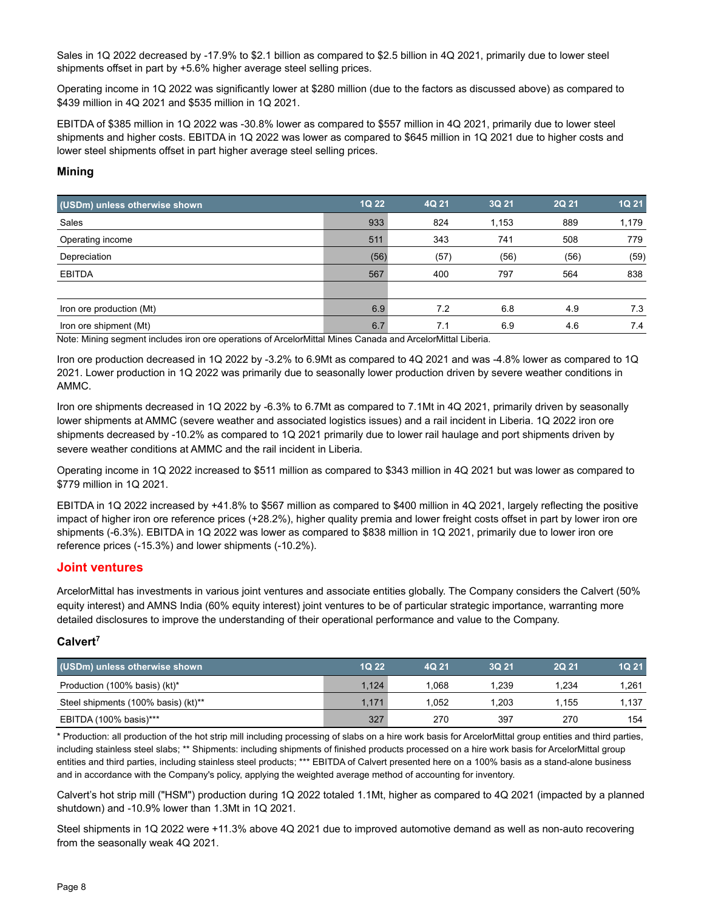Sales in 1Q 2022 decreased by -17.9% to $2.1 billion as compared to $2.5 billion in 4Q 2021, primarily due to lower steel shipments offset in part by +5.6% higher average steel selling prices.

Operating income in 1Q 2022 was significantly lower at $280 million (due to the factors as discussed above) as compared to $439 million in 4Q 2021 and $535 million in 1Q 2021.

EBITDA of $385 million in 1Q 2022 was -30.8% lower as compared to $557 million in 4Q 2021, primarily due to lower steel shipments and higher costs. EBITDA in 1Q 2022 was lower as compared to $645 million in 1Q 2021 due to higher costs and lower steel shipments offset in part higher average steel selling prices.

### Mining

| (USDm) unless otherwise shown | 1Q 22 | 4Q 21 | 3Q 21 | 2Q 21 | 1Q 21 |
|---|---|---|---|---|---|
| Sales | 933 | 824 | 1,153 | 889 | 1,179 |
| Operating income | 511 | 343 | 741 | 508 | 779 |
| Depreciation | (56) | (57) | (56) | (56) | (59) |
| EBITDA | 567 | 400 | 797 | 564 | 838 |
| | | | | | |
| Iron ore production (Mt) | 6.9 | 7.2 | 6.8 | 4.9 | 7.3 |
| Iron ore shipment (Mt) | 6.7 | 7.1 | 6.9 | 4.6 | 7.4 |

Note: Mining segment includes iron ore operations of ArcelorMittal Mines Canada and ArcelorMittal Liberia.

Iron ore production decreased in 1Q 2022 by -3.2% to 6.9Mt as compared to 4Q 2021 and was -4.8% lower as compared to 1Q 2021. Lower production in 1Q 2022 was primarily due to seasonally lower production driven by severe weather conditions in AMMC.

Iron ore shipments decreased in 1Q 2022 by -6.3% to 6.7Mt as compared to 7.1Mt in 4Q 2021, primarily driven by seasonally lower shipments at AMMC (severe weather and associated logistics issues) and a rail incident in Liberia. 1Q 2022 iron ore shipments decreased by -10.2% as compared to 1Q 2021 primarily due to lower rail haulage and port shipments driven by severe weather conditions at AMMC and the rail incident in Liberia.

Operating income in 1Q 2022 increased to $511 million as compared to $343 million in 4Q 2021 but was lower as compared to $779 million in 1Q 2021.

EBITDA in 1Q 2022 increased by +41.8% to $567 million as compared to $400 million in 4Q 2021, largely reflecting the positive impact of higher iron ore reference prices (+28.2%), higher quality premia and lower freight costs offset in part by lower iron ore shipments (-6.3%). EBITDA in 1Q 2022 was lower as compared to $838 million in 1Q 2021, primarily due to lower iron ore reference prices (-15.3%) and lower shipments (-10.2%).

## Joint ventures

ArcelorMittal has investments in various joint ventures and associate entities globally. The Company considers the Calvert (50% equity interest) and AMNS India (60% equity interest) joint ventures to be of particular strategic importance, warranting more detailed disclosures to improve the understanding of their operational performance and value to the Company.

### Calvert[7]

| (USDm) unless otherwise shown | 1Q 22 | 4Q 21 | 3Q 21 | 2Q 21 | 1Q 21 |
|---|---|---|---|---|---|
| Production (100% basis) (kt)* | 1,124 | 1,068 | 1,239 | 1,234 | 1,261 |
| Steel shipments (100% basis) (kt)** | 1,171 | 1,052 | 1,203 | 1,155 | 1,137 |
| EBITDA (100% basis)*** | 327 | 270 | 397 | 270 | 154 |

* Production: all production of the hot strip mill including processing of slabs on a hire work basis for ArcelorMittal group entities and third parties, including stainless steel slabs; ** Shipments: including shipments of finished products processed on a hire work basis for ArcelorMittal group entities and third parties, including stainless steel products; *** EBITDA of Calvert presented here on a 100% basis as a stand-alone business and in accordance with the Company's policy, applying the weighted average method of accounting for inventory.

Calvert's hot strip mill ("HSM") production during 1Q 2022 totaled 1.1Mt, higher as compared to 4Q 2021 (impacted by a planned shutdown) and -10.9% lower than 1.3Mt in 1Q 2021.

Steel shipments in 1Q 2022 were +11.3% above 4Q 2021 due to improved automotive demand as well as non-auto recovering from the seasonally weak 4Q 2021.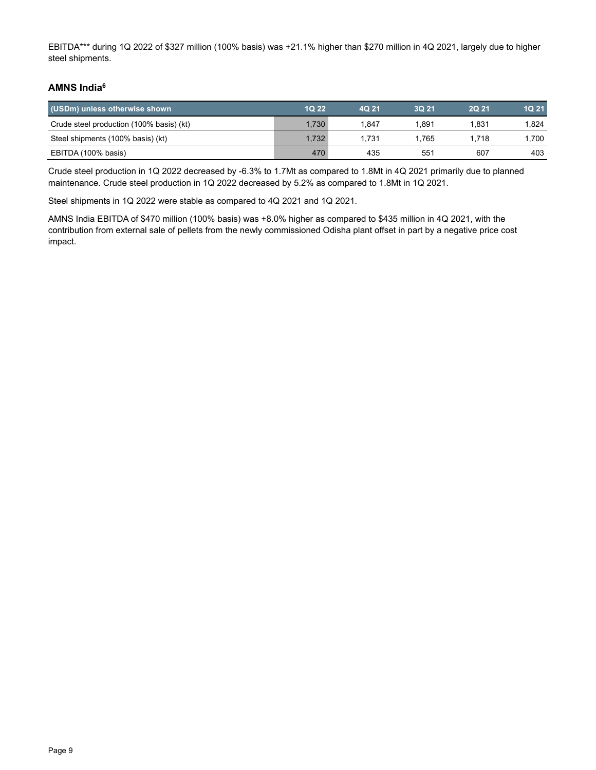EBITDA*** during 1Q 2022 of $327 million (100% basis) was +21.1% higher than $270 million in 4Q 2021, largely due to higher steel shipments.

### AMNS India[6]

| (USDm) unless otherwise shown | 1Q 22 | 4Q 21 | 3Q 21 | 2Q 21 | 1Q 21 |
|---|---|---|---|---|---|
| Crude steel production (100% basis) (kt) | 1,730 | 1,847 | 1,891 | 1,831 | 1,824 |
| Steel shipments (100% basis) (kt) | 1,732 | 1,731 | 1,765 | 1,718 | 1,700 |
| EBITDA (100% basis) | 470 | 435 | 551 | 607 | 403 |

Crude steel production in 1Q 2022 decreased by -6.3% to 1.7Mt as compared to 1.8Mt in 4Q 2021 primarily due to planned maintenance. Crude steel production in 1Q 2022 decreased by 5.2% as compared to 1.8Mt in 1Q 2021.

Steel shipments in 1Q 2022 were stable as compared to 4Q 2021 and 1Q 2021.

AMNS India EBITDA of $470 million (100% basis) was +8.0% higher as compared to $435 million in 4Q 2021, with the contribution from external sale of pellets from the newly commissioned Odisha plant offset in part by a negative price cost impact.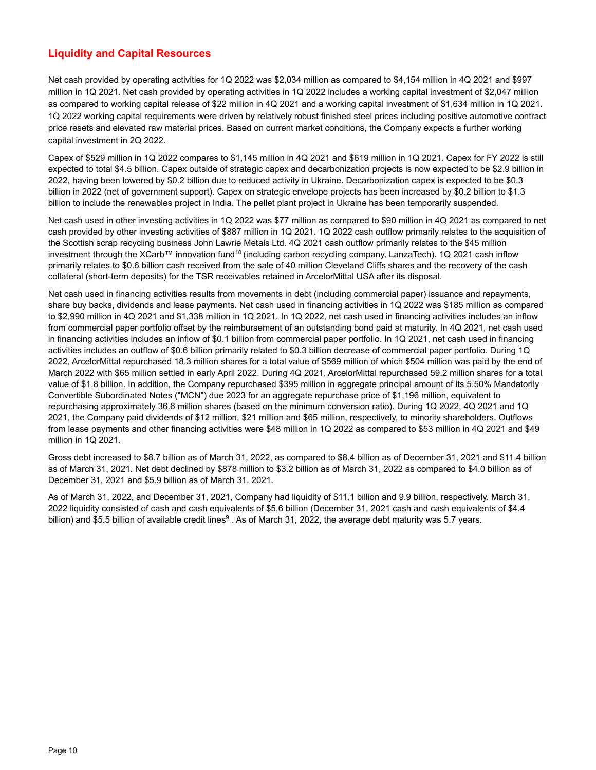## Liquidity and Capital Resources

Net cash provided by operating activities for 1Q 2022 was $2,034 million as compared to $4,154 million in 4Q 2021 and $997 million in 1Q 2021. Net cash provided by operating activities in 1Q 2022 includes a working capital investment of $2,047 million as compared to working capital release of $22 million in 4Q 2021 and a working capital investment of $1,634 million in 1Q 2021. 1Q 2022 working capital requirements were driven by relatively robust finished steel prices including positive automotive contract price resets and elevated raw material prices. Based on current market conditions, the Company expects a further working capital investment in 2Q 2022.

Capex of $529 million in 1Q 2022 compares to $1,145 million in 4Q 2021 and $619 million in 1Q 2021. Capex for FY 2022 is still expected to total $4.5 billion. Capex outside of strategic capex and decarbonization projects is now expected to be $2.9 billion in 2022, having been lowered by $0.2 billion due to reduced activity in Ukraine. Decarbonization capex is expected to be $0.3 billion in 2022 (net of government support). Capex on strategic envelope projects has been increased by $0.2 billion to $1.3 billion to include the renewables project in India. The pellet plant project in Ukraine has been temporarily suspended.

Net cash used in other investing activities in 1Q 2022 was $77 million as compared to $90 million in 4Q 2021 as compared to net cash provided by other investing activities of $887 million in 1Q 2021. 1Q 2022 cash outflow primarily relates to the acquisition of the Scottish scrap recycling business John Lawrie Metals Ltd. 4Q 2021 cash outflow primarily relates to the $45 million investment through the XCarb™ innovation fund[10] (including carbon recycling company, LanzaTech). 1Q 2021 cash inflow primarily relates to $0.6 billion cash received from the sale of 40 million Cleveland Cliffs shares and the recovery of the cash collateral (short-term deposits) for the TSR receivables retained in ArcelorMittal USA after its disposal.

Net cash used in financing activities results from movements in debt (including commercial paper) issuance and repayments, share buy backs, dividends and lease payments. Net cash used in financing activities in 1Q 2022 was $185 million as compared to $2,990 million in 4Q 2021 and $1,338 million in 1Q 2021. In 1Q 2022, net cash used in financing activities includes an inflow from commercial paper portfolio offset by the reimbursement of an outstanding bond paid at maturity. In 4Q 2021, net cash used in financing activities includes an inflow of $0.1 billion from commercial paper portfolio. In 1Q 2021, net cash used in financing activities includes an outflow of $0.6 billion primarily related to $0.3 billion decrease of commercial paper portfolio. During 1Q 2022, ArcelorMittal repurchased 18.3 million shares for a total value of $569 million of which $504 million was paid by the end of March 2022 with $65 million settled in early April 2022. During 4Q 2021, ArcelorMittal repurchased 59.2 million shares for a total value of $1.8 billion. In addition, the Company repurchased $395 million in aggregate principal amount of its 5.50% Mandatorily Convertible Subordinated Notes ("MCN") due 2023 for an aggregate repurchase price of $1,196 million, equivalent to repurchasing approximately 36.6 million shares (based on the minimum conversion ratio). During 1Q 2022, 4Q 2021 and 1Q 2021, the Company paid dividends of $12 million, $21 million and $65 million, respectively, to minority shareholders. Outflows from lease payments and other financing activities were $48 million in 1Q 2022 as compared to $53 million in 4Q 2021 and $49 million in 1Q 2021.

Gross debt increased to $8.7 billion as of March 31, 2022, as compared to $8.4 billion as of December 31, 2021 and $11.4 billion as of March 31, 2021. Net debt declined by $878 million to $3.2 billion as of March 31, 2022 as compared to $4.0 billion as of December 31, 2021 and $5.9 billion as of March 31, 2021.

As of March 31, 2022, and December 31, 2021, Company had liquidity of $11.1 billion and 9.9 billion, respectively. March 31, 2022 liquidity consisted of cash and cash equivalents of $5.6 billion (December 31, 2021 cash and cash equivalents of $4.4 billion) and $5.5 billion of available credit lines[9] . As of March 31, 2022, the average debt maturity was 5.7 years.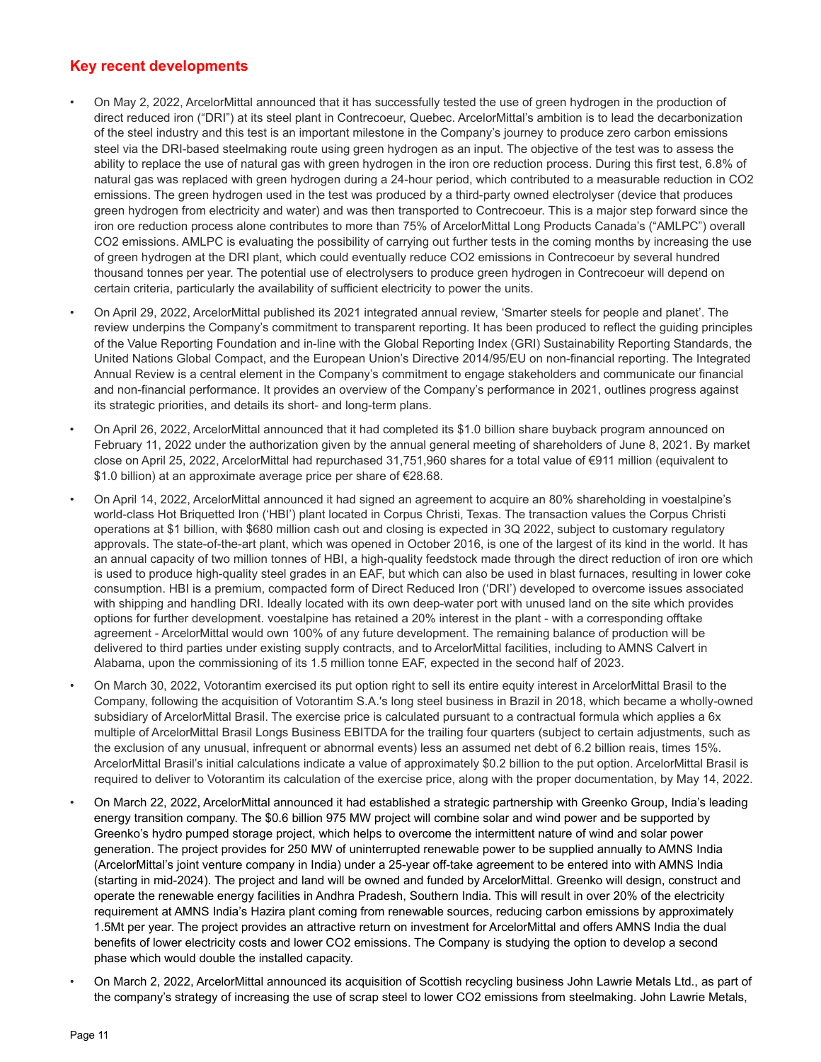## Key recent developments

- On May 2, 2022, ArcelorMittal announced that it has successfully tested the use of green hydrogen in the production of direct reduced iron ("DRI") at its steel plant in Contrecoeur, Quebec. ArcelorMittal's ambition is to lead the decarbonization of the steel industry and this test is an important milestone in the Company's journey to produce zero carbon emissions steel via the DRI-based steelmaking route using green hydrogen as an input. The objective of the test was to assess the ability to replace the use of natural gas with green hydrogen in the iron ore reduction process. During this first test, 6.8% of natural gas was replaced with green hydrogen during a 24-hour period, which contributed to a measurable reduction in $CO_2$ emissions. The green hydrogen used in the test was produced by a third-party owned electrolyser (device that produces green hydrogen from electricity and water) and was then transported to Contrecoeur. This is a major step forward since the iron ore reduction process alone contributes to more than 75% of ArcelorMittal Long Products Canada's ("AMLPC") overall $CO_2$ emissions. AMLPC is evaluating the possibility of carrying out further tests in the coming months by increasing the use of green hydrogen at the DRI plant, which could eventually reduce $CO_2$ emissions in Contrecoeur by several hundred thousand tonnes per year. The potential use of electrolysers to produce green hydrogen in Contrecoeur will depend on certain criteria, particularly the availability of sufficient electricity to power the units.
- On April 29, 2022, ArcelorMittal published its 2021 integrated annual review, 'Smarter steels for people and planet'. The review underpins the Company's commitment to transparent reporting. It has been produced to reflect the guiding principles of the Value Reporting Foundation and in-line with the Global Reporting Index (GRI) Sustainability Reporting Standards, the United Nations Global Compact, and the European Union's Directive 2014/95/EU on non-financial reporting. The Integrated Annual Review is a central element in the Company's commitment to engage stakeholders and communicate our financial and non-financial performance. It provides an overview of the Company's performance in 2021, outlines progress against its strategic priorities, and details its short- and long-term plans.
- On April 26, 2022, ArcelorMittal announced that it had completed its $1.0 billion share buyback program announced on February 11, 2022 under the authorization given by the annual general meeting of shareholders of June 8, 2021. By market close on April 25, 2022, ArcelorMittal had repurchased 31,751,960 shares for a total value of €911 million (equivalent to $1.0 billion) at an approximate average price per share of €28.68.
- On April 14, 2022, ArcelorMittal announced it had signed an agreement to acquire an 80% shareholding in voestalpine's world-class Hot Briquetted Iron ('HBI') plant located in Corpus Christi, Texas. The transaction values the Corpus Christi operations at $1 billion, with $680 million cash out and closing is expected in 3Q 2022, subject to customary regulatory approvals. The state-of-the-art plant, which was opened in October 2016, is one of the largest of its kind in the world. It has an annual capacity of two million tonnes of HBI, a high-quality feedstock made through the direct reduction of iron ore which is used to produce high-quality steel grades in an EAF, but which can also be used in blast furnaces, resulting in lower coke consumption. HBI is a premium, compacted form of Direct Reduced Iron ('DRI') developed to overcome issues associated with shipping and handling DRI. Ideally located with its own deep-water port with unused land on the site which provides options for further development. voestalpine has retained a 20% interest in the plant - with a corresponding offtake agreement - ArcelorMittal would own 100% of any future development. The remaining balance of production will be delivered to third parties under existing supply contracts, and to ArcelorMittal facilities, including to AMNS Calvert in Alabama, upon the commissioning of its 1.5 million tonne EAF, expected in the second half of 2023.
- On March 30, 2022, Votorantim exercised its put option right to sell its entire equity interest in ArcelorMittal Brasil to the Company, following the acquisition of Votorantim S.A.'s long steel business in Brazil in 2018, which became a wholly-owned subsidiary of ArcelorMittal Brasil. The exercise price is calculated pursuant to a contractual formula which applies a 6x multiple of ArcelorMittal Brasil Longs Business EBITDA for the trailing four quarters (subject to certain adjustments, such as the exclusion of any unusual, infrequent or abnormal events) less an assumed net debt of 6.2 billion reais, times 15%. ArcelorMittal Brasil's initial calculations indicate a value of approximately $0.2 billion to the put option. ArcelorMittal Brasil is required to deliver to Votorantim its calculation of the exercise price, along with the proper documentation, by May 14, 2022.
- On March 22, 2022, ArcelorMittal announced it had established a strategic partnership with Greenko Group, India's leading energy transition company. The $0.6 billion 975 MW project will combine solar and wind power and be supported by Greenko's hydro pumped storage project, which helps to overcome the intermittent nature of wind and solar power generation. The project provides for 250 MW of uninterrupted renewable power to be supplied annually to AMNS India (ArcelorMittal's joint venture company in India) under a 25-year off-take agreement to be entered into with AMNS India (starting in mid-2024). The project and land will be owned and funded by ArcelorMittal. Greenko will design, construct and operate the renewable energy facilities in Andhra Pradesh, Southern India. This will result in over 20% of the electricity requirement at AMNS India's Hazira plant coming from renewable sources, reducing carbon emissions by approximately 1.5Mt per year. The project provides an attractive return on investment for ArcelorMittal and offers AMNS India the dual benefits of lower electricity costs and lower $CO_2$ emissions. The Company is studying the option to develop a second phase which would double the installed capacity.
- On March 2, 2022, ArcelorMittal announced its acquisition of Scottish recycling business John Lawrie Metals Ltd., as part of the company's strategy of increasing the use of scrap steel to lower $CO_2$ emissions from steelmaking. John Lawrie Metals,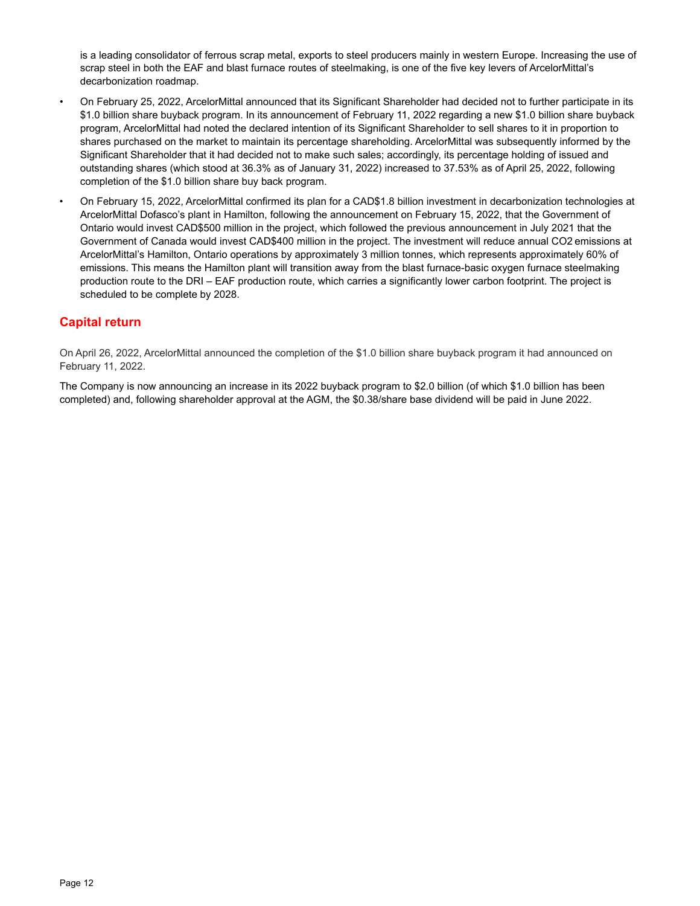is a leading consolidator of ferrous scrap metal, exports to steel producers mainly in western Europe. Increasing the use of scrap steel in both the EAF and blast furnace routes of steelmaking, is one of the five key levers of ArcelorMittal's decarbonization roadmap.

- On February 25, 2022, ArcelorMittal announced that its Significant Shareholder had decided not to further participate in its $1.0 billion share buyback program. In its announcement of February 11, 2022 regarding a new $1.0 billion share buyback program, ArcelorMittal had noted the declared intention of its Significant Shareholder to sell shares to it in proportion to shares purchased on the market to maintain its percentage shareholding. ArcelorMittal was subsequently informed by the Significant Shareholder that it had decided not to make such sales; accordingly, its percentage holding of issued and outstanding shares (which stood at 36.3% as of January 31, 2022) increased to 37.53% as of April 25, 2022, following completion of the $1.0 billion share buy back program.
- On February 15, 2022, ArcelorMittal confirmed its plan for a CAD$1.8 billion investment in decarbonization technologies at ArcelorMittal Dofasco's plant in Hamilton, following the announcement on February 15, 2022, that the Government of Ontario would invest CAD$500 million in the project, which followed the previous announcement in July 2021 that the Government of Canada would invest CAD$400 million in the project. The investment will reduce annual $CO_2$ emissions at ArcelorMittal's Hamilton, Ontario operations by approximately 3 million tonnes, which represents approximately 60% of emissions. This means the Hamilton plant will transition away from the blast furnace-basic oxygen furnace steelmaking production route to the DRI – EAF production route, which carries a significantly lower carbon footprint. The project is scheduled to be complete by 2028.

## Capital return

On April 26, 2022, ArcelorMittal announced the completion of the $1.0 billion share buyback program it had announced on February 11, 2022.

The Company is now announcing an increase in its 2022 buyback program to $2.0 billion (of which $1.0 billion has been completed) and, following shareholder approval at the AGM, the $0.38/share base dividend will be paid in June 2022.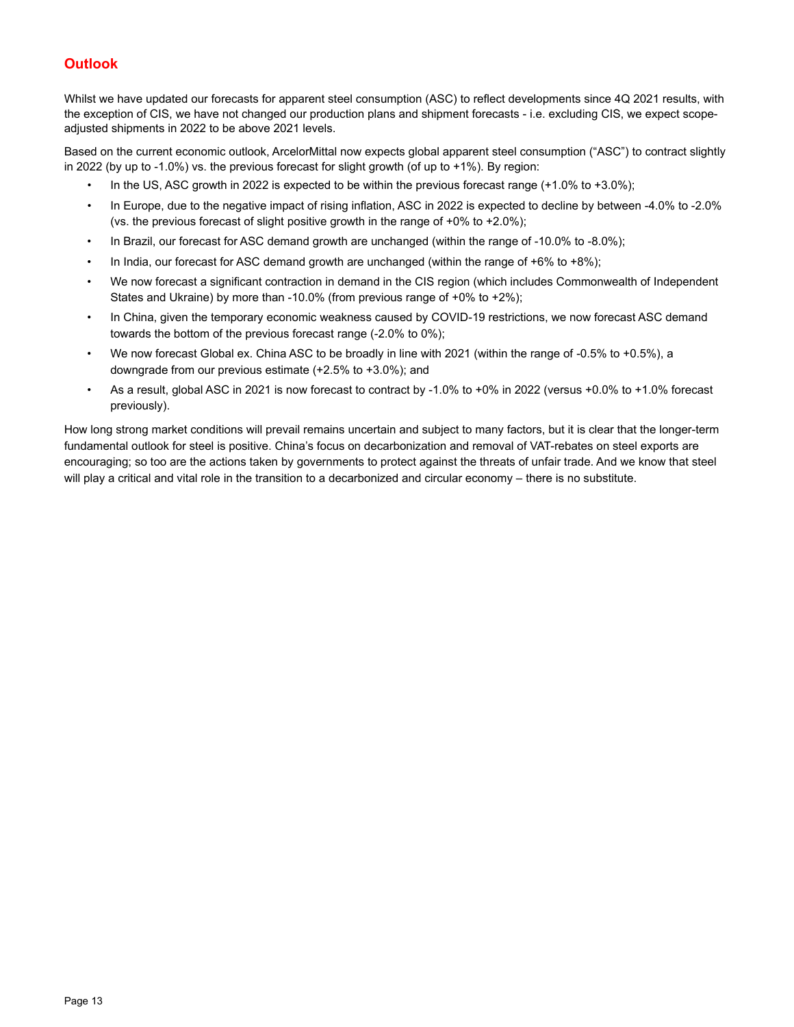## Outlook

Whilst we have updated our forecasts for apparent steel consumption (ASC) to reflect developments since 4Q 2021 results, with the exception of CIS, we have not changed our production plans and shipment forecasts - i.e. excluding CIS, we expect scope-adjusted shipments in 2022 to be above 2021 levels.

Based on the current economic outlook, ArcelorMittal now expects global apparent steel consumption ("ASC") to contract slightly in 2022 (by up to -1.0%) vs. the previous forecast for slight growth (of up to +1%). By region:

- In the US, ASC growth in 2022 is expected to be within the previous forecast range (+1.0% to +3.0%);
- In Europe, due to the negative impact of rising inflation, ASC in 2022 is expected to decline by between -4.0% to -2.0% (vs. the previous forecast of slight positive growth in the range of +0% to +2.0%);
- In Brazil, our forecast for ASC demand growth are unchanged (within the range of -10.0% to -8.0%);
- In India, our forecast for ASC demand growth are unchanged (within the range of +6% to +8%);
- We now forecast a significant contraction in demand in the CIS region (which includes Commonwealth of Independent States and Ukraine) by more than -10.0% (from previous range of +0% to +2%);
- In China, given the temporary economic weakness caused by COVID-19 restrictions, we now forecast ASC demand towards the bottom of the previous forecast range (-2.0% to 0%);
- We now forecast Global ex. China ASC to be broadly in line with 2021 (within the range of -0.5% to +0.5%), a downgrade from our previous estimate (+2.5% to +3.0%); and
- As a result, global ASC in 2021 is now forecast to contract by -1.0% to +0% in 2022 (versus +0.0% to +1.0% forecast previously).

How long strong market conditions will prevail remains uncertain and subject to many factors, but it is clear that the longer-term fundamental outlook for steel is positive. China's focus on decarbonization and removal of VAT-rebates on steel exports are encouraging; so too are the actions taken by governments to protect against the threats of unfair trade. And we know that steel will play a critical and vital role in the transition to a decarbonized and circular economy – there is no substitute.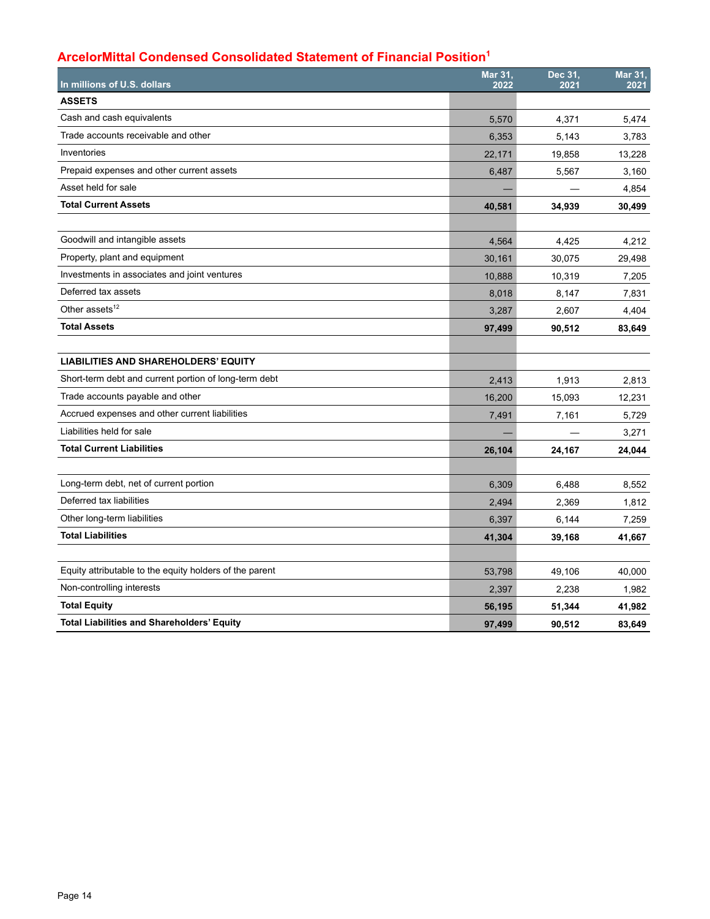## ArcelorMittal Condensed Consolidated Statement of Financial Position[1]

| In millions of U.S. dollars | Mar 31, 2022 | Dec 31, 2021 | Mar 31, 2021 |
|---|---|---|---|
| **ASSETS** | | | |
| Cash and cash equivalents | 5,570 | 4,371 | 5,474 |
| Trade accounts receivable and other | 6,353 | 5,143 | 3,783 |
| Inventories | 22,171 | 19,858 | 13,228 |
| Prepaid expenses and other current assets | 6,487 | 5,567 | 3,160 |
| Asset held for sale | — | — | 4,854 |
| **Total Current Assets** | **40,581** | **34,939** | **30,499** |
| | | | |
| Goodwill and intangible assets | 4,564 | 4,425 | 4,212 |
| Property, plant and equipment | 30,161 | 30,075 | 29,498 |
| Investments in associates and joint ventures | 10,888 | 10,319 | 7,205 |
| Deferred tax assets | 8,018 | 8,147 | 7,831 |
| Other assets[12] | 3,287 | 2,607 | 4,404 |
| **Total Assets** | **97,499** | **90,512** | **83,649** |
| | | | |
| **LIABILITIES AND SHAREHOLDERS' EQUITY** | | | |
| Short-term debt and current portion of long-term debt | 2,413 | 1,913 | 2,813 |
| Trade accounts payable and other | 16,200 | 15,093 | 12,231 |
| Accrued expenses and other current liabilities | 7,491 | 7,161 | 5,729 |
| Liabilities held for sale | — | — | 3,271 |
| **Total Current Liabilities** | **26,104** | **24,167** | **24,044** |
| | | | |
| Long-term debt, net of current portion | 6,309 | 6,488 | 8,552 |
| Deferred tax liabilities | 2,494 | 2,369 | 1,812 |
| Other long-term liabilities | 6,397 | 6,144 | 7,259 |
| **Total Liabilities** | **41,304** | **39,168** | **41,667** |
| | | | |
| Equity attributable to the equity holders of the parent | 53,798 | 49,106 | 40,000 |
| Non-controlling interests | 2,397 | 2,238 | 1,982 |
| **Total Equity** | **56,195** | **51,344** | **41,982** |
| **Total Liabilities and Shareholders' Equity** | **97,499** | **90,512** | **83,649** |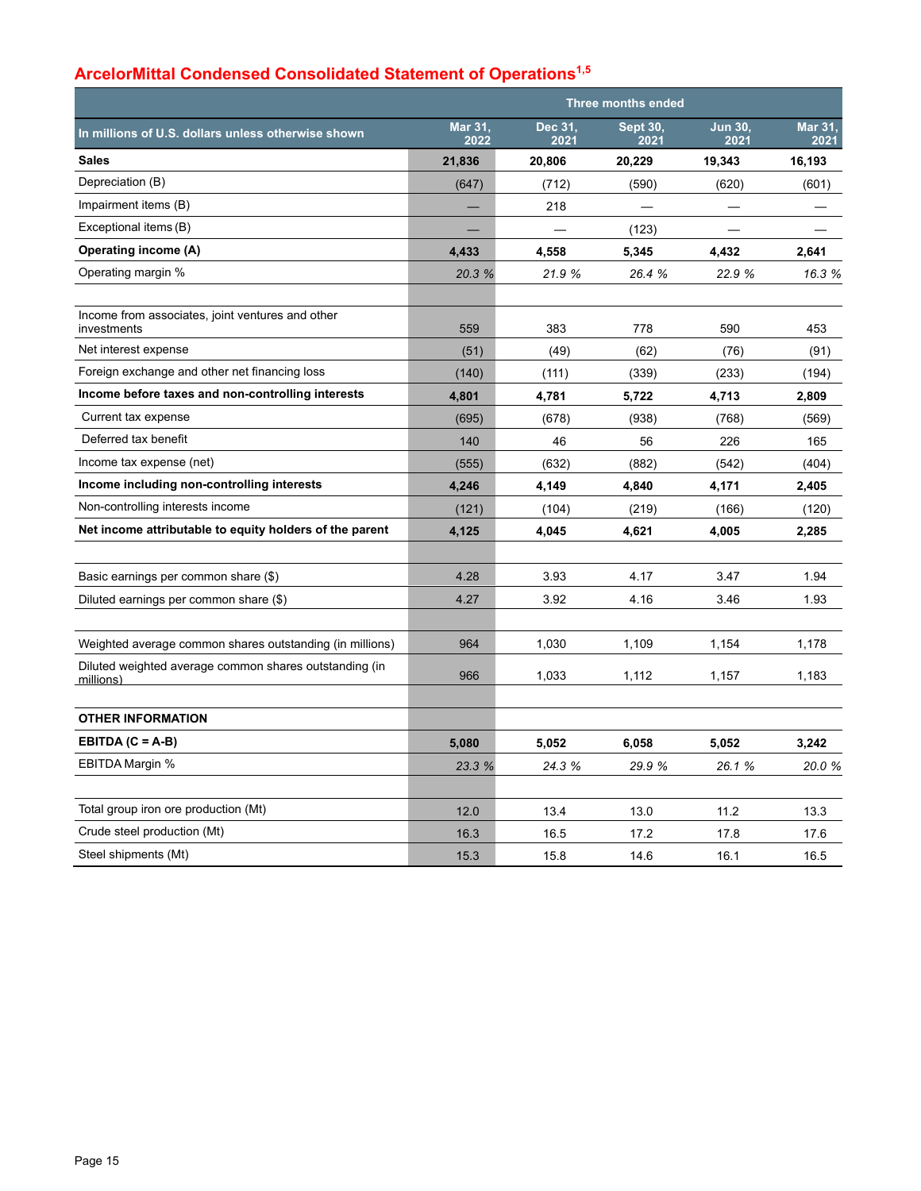## ArcelorMittal Condensed Consolidated Statement of Operations[1,5]

| In millions of U.S. dollars unless otherwise shown | Three months ended | | | | |
|---|---|---|---|---|---|
| | Mar 31, 2022 | Dec 31, 2021 | Sept 30, 2021 | Jun 30, 2021 | Mar 31, 2021 |
| **Sales** | **21,836** | **20,806** | **20,229** | **19,343** | **16,193** |
| Depreciation (B) | (647) | (712) | (590) | (620) | (601) |
| Impairment items (B) | — | 218 | — | — | — |
| Exceptional items (B) | — | — | (123) | — | — |
| **Operating income (A)** | **4,433** | **4,558** | **5,345** | **4,432** | **2,641** |
| Operating margin % | *20.3 %* | *21.9 %* | *26.4 %* | *22.9 %* | *16.3 %* |
| | | | | | |
| Income from associates, joint ventures and other investments | 559 | 383 | 778 | 590 | 453 |
| Net interest expense | (51) | (49) | (62) | (76) | (91) |
| Foreign exchange and other net financing loss | (140) | (111) | (339) | (233) | (194) |
| **Income before taxes and non-controlling interests** | **4,801** | **4,781** | **5,722** | **4,713** | **2,809** |
| Current tax expense | (695) | (678) | (938) | (768) | (569) |
| Deferred tax benefit | 140 | 46 | 56 | 226 | 165 |
| Income tax expense (net) | (555) | (632) | (882) | (542) | (404) |
| **Income including non-controlling interests** | **4,246** | **4,149** | **4,840** | **4,171** | **2,405** |
| Non-controlling interests income | (121) | (104) | (219) | (166) | (120) |
| **Net income attributable to equity holders of the parent** | **4,125** | **4,045** | **4,621** | **4,005** | **2,285** |
| | | | | | |
| Basic earnings per common share ($) | 4.28 | 3.93 | 4.17 | 3.47 | 1.94 |
| Diluted earnings per common share ($) | 4.27 | 3.92 | 4.16 | 3.46 | 1.93 |
| | | | | | |
| Weighted average common shares outstanding (in millions) | 964 | 1,030 | 1,109 | 1,154 | 1,178 |
| Diluted weighted average common shares outstanding (in millions) | 966 | 1,033 | 1,112 | 1,157 | 1,183 |
| | | | | | |
| **OTHER INFORMATION** | | | | | |
| **EBITDA (C = A-B)** | **5,080** | **5,052** | **6,058** | **5,052** | **3,242** |
| EBITDA Margin % | *23.3 %* | *24.3 %* | *29.9 %* | *26.1 %* | *20.0 %* |
| | | | | | |
| Total group iron ore production (Mt) | 12.0 | 13.4 | 13.0 | 11.2 | 13.3 |
| Crude steel production (Mt) | 16.3 | 16.5 | 17.2 | 17.8 | 17.6 |
| Steel shipments (Mt) | 15.3 | 15.8 | 14.6 | 16.1 | 16.5 |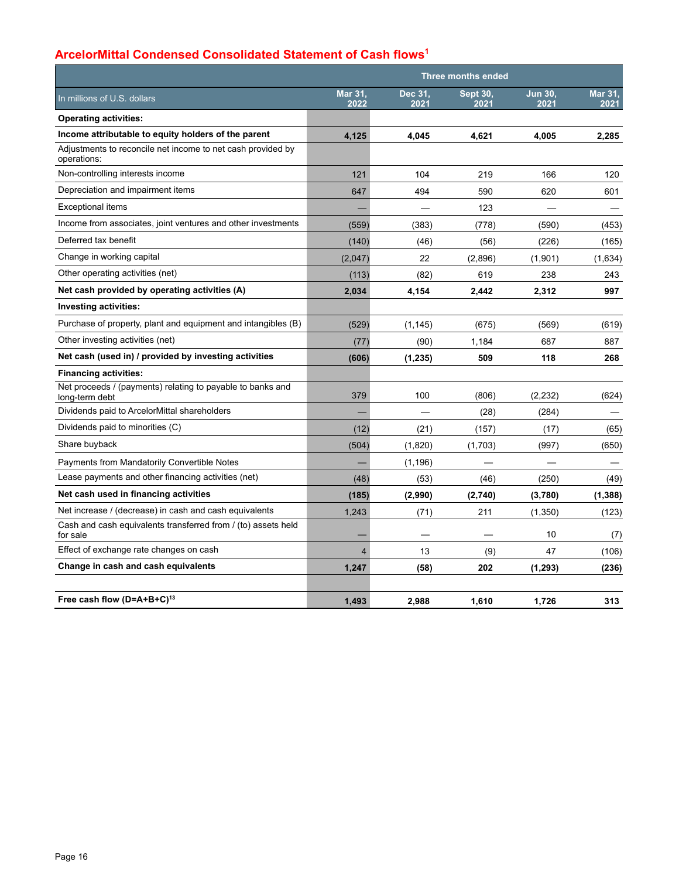## ArcelorMittal Condensed Consolidated Statement of Cash flows[1]

| In millions of U.S. dollars | Three months ended | | | | |
|---|---|---|---|---|---|
| | Mar 31, 2022 | Dec 31, 2021 | Sept 30, 2021 | Jun 30, 2021 | Mar 31, 2021 |
| **Operating activities:** | | | | | |
| **Income attributable to equity holders of the parent** | **4,125** | **4,045** | **4,621** | **4,005** | **2,285** |
| Adjustments to reconcile net income to net cash provided by operations: | | | | | |
| Non-controlling interests income | 121 | 104 | 219 | 166 | 120 |
| Depreciation and impairment items | 647 | 494 | 590 | 620 | 601 |
| Exceptional items | — | — | 123 | — | — |
| Income from associates, joint ventures and other investments | (559) | (383) | (778) | (590) | (453) |
| Deferred tax benefit | (140) | (46) | (56) | (226) | (165) |
| Change in working capital | (2,047) | 22 | (2,896) | (1,901) | (1,634) |
| Other operating activities (net) | (113) | (82) | 619 | 238 | 243 |
| **Net cash provided by operating activities (A)** | **2,034** | **4,154** | **2,442** | **2,312** | **997** |
| **Investing activities:** | | | | | |
| Purchase of property, plant and equipment and intangibles (B) | (529) | (1,145) | (675) | (569) | (619) |
| Other investing activities (net) | (77) | (90) | 1,184 | 687 | 887 |
| **Net cash (used in) / provided by investing activities** | **(606)** | **(1,235)** | **509** | **118** | **268** |
| **Financing activities:** | | | | | |
| Net proceeds / (payments) relating to payable to banks and long-term debt | 379 | 100 | (806) | (2,232) | (624) |
| Dividends paid to ArcelorMittal shareholders | — | — | (28) | (284) | — |
| Dividends paid to minorities (C) | (12) | (21) | (157) | (17) | (65) |
| Share buyback | (504) | (1,820) | (1,703) | (997) | (650) |
| Payments from Mandatorily Convertible Notes | — | (1,196) | — | — | — |
| Lease payments and other financing activities (net) | (48) | (53) | (46) | (250) | (49) |
| **Net cash used in financing activities** | **(185)** | **(2,990)** | **(2,740)** | **(3,780)** | **(1,388)** |
| Net increase / (decrease) in cash and cash equivalents | 1,243 | (71) | 211 | (1,350) | (123) |
| Cash and cash equivalents transferred from / (to) assets held for sale | — | — | — | 10 | (7) |
| Effect of exchange rate changes on cash | 4 | 13 | (9) | 47 | (106) |
| **Change in cash and cash equivalents** | **1,247** | **(58)** | **202** | **(1,293)** | **(236)** |
| | | | | | |
| **Free cash flow (D=A+B+C)[13]** | **1,493** | **2,988** | **1,610** | **1,726** | **313** |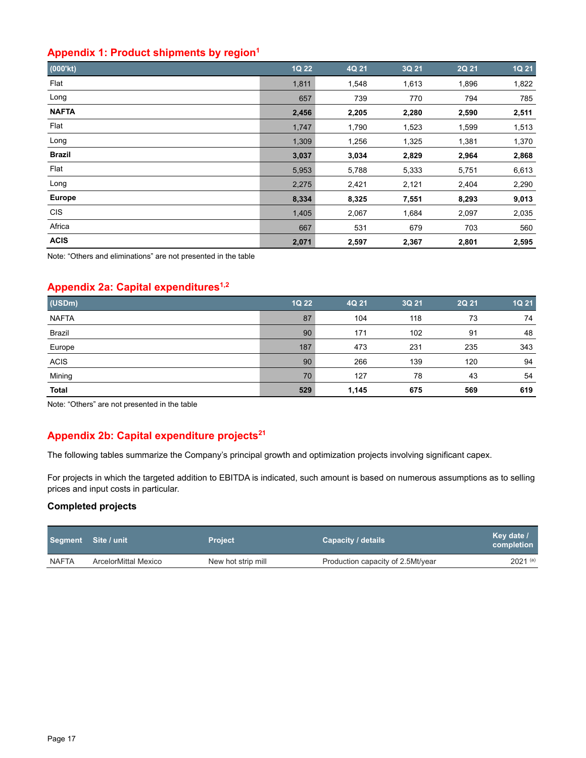## Appendix 1: Product shipments by region[1]

| (000'kt) | 1Q 22 | 4Q 21 | 3Q 21 | 2Q 21 | 1Q 21 |
|---|---|---|---|---|---|
| Flat | 1,811 | 1,548 | 1,613 | 1,896 | 1,822 |
| Long | 657 | 739 | 770 | 794 | 785 |
| **NAFTA** | **2,456** | **2,205** | **2,280** | **2,590** | **2,511** |
| Flat | 1,747 | 1,790 | 1,523 | 1,599 | 1,513 |
| Long | 1,309 | 1,256 | 1,325 | 1,381 | 1,370 |
| **Brazil** | **3,037** | **3,034** | **2,829** | **2,964** | **2,868** |
| Flat | 5,953 | 5,788 | 5,333 | 5,751 | 6,613 |
| Long | 2,275 | 2,421 | 2,121 | 2,404 | 2,290 |
| **Europe** | **8,334** | **8,325** | **7,551** | **8,293** | **9,013** |
| CIS | 1,405 | 2,067 | 1,684 | 2,097 | 2,035 |
| Africa | 667 | 531 | 679 | 703 | 560 |
| **ACIS** | **2,071** | **2,597** | **2,367** | **2,801** | **2,595** |

Note: "Others and eliminations" are not presented in the table

## Appendix 2a: Capital expenditures[1,2]

| (USDm) | 1Q 22 | 4Q 21 | 3Q 21 | 2Q 21 | 1Q 21 |
|---|---|---|---|---|---|
| NAFTA | 87 | 104 | 118 | 73 | 74 |
| Brazil | 90 | 171 | 102 | 91 | 48 |
| Europe | 187 | 473 | 231 | 235 | 343 |
| ACIS | 90 | 266 | 139 | 120 | 94 |
| Mining | 70 | 127 | 78 | 43 | 54 |
| **Total** | **529** | **1,145** | **675** | **569** | **619** |

Note: "Others" are not presented in the table

## Appendix 2b: Capital expenditure projects[21]

The following tables summarize the Company's principal growth and optimization projects involving significant capex.

For projects in which the targeted addition to EBITDA is indicated, such amount is based on numerous assumptions as to selling prices and input costs in particular.

### Completed projects

| Segment | Site / unit | Project | Capacity / details | Key date / completion |
|---|---|---|---|---|
| NAFTA | ArcelorMittal Mexico | New hot strip mill | Production capacity of 2.5Mt/year | 2021 [a] |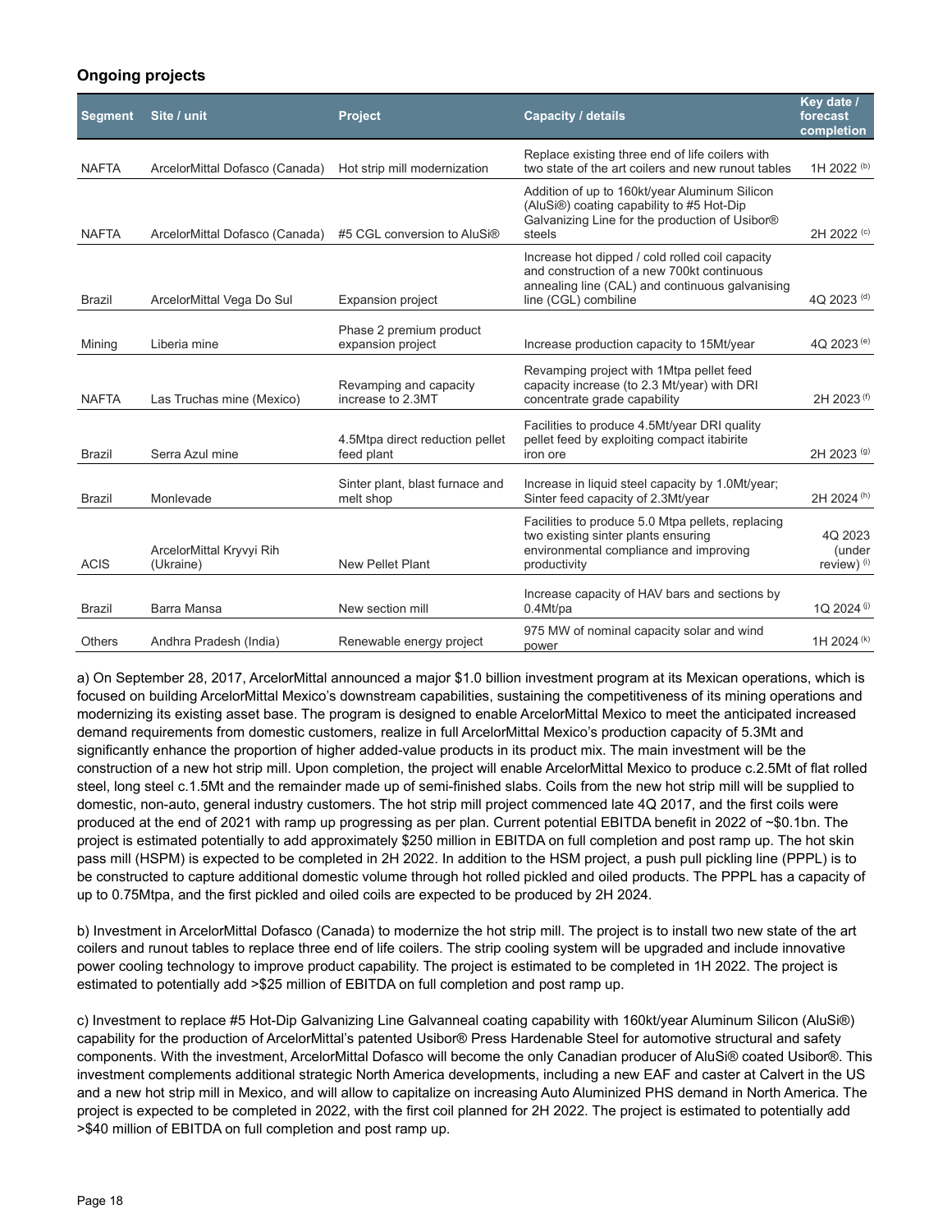### Ongoing projects

| Segment | Site / unit | Project | Capacity / details | Key date / forecast completion |
|---|---|---|---|---|
| NAFTA | ArcelorMittal Dofasco (Canada) | Hot strip mill modernization | Replace existing three end of life coilers with two state of the art coilers and new runout tables | 1H 2022 (b) |
| NAFTA | ArcelorMittal Dofasco (Canada) | #5 CGL conversion to AluSi® | Addition of up to 160kt/year Aluminum Silicon (AluSi®) coating capability to #5 Hot-Dip Galvanizing Line for the production of Usibor® steels | 2H 2022 (c) |
| Brazil | ArcelorMittal Vega Do Sul | Expansion project | Increase hot dipped / cold rolled coil capacity and construction of a new 700kt continuous annealing line (CAL) and continuous galvanising line (CGL) combiline | 4Q 2023 (d) |
| Mining | Liberia mine | Phase 2 premium product expansion project | Increase production capacity to 15Mt/year | 4Q 2023 (e) |
| NAFTA | Las Truchas mine (Mexico) | Revamping and capacity increase to 2.3MT | Revamping project with 1Mtpa pellet feed capacity increase (to 2.3 Mt/year) with DRI concentrate grade capability | 2H 2023 (f) |
| Brazil | Serra Azul mine | 4.5Mtpa direct reduction pellet feed plant | Facilities to produce 4.5Mt/year DRI quality pellet feed by exploiting compact itabirite iron ore | 2H 2023 (g) |
| Brazil | Monlevade | Sinter plant, blast furnace and melt shop | Increase in liquid steel capacity by 1.0Mt/year; Sinter feed capacity of 2.3Mt/year | 2H 2024 (h) |
| ACIS | ArcelorMittal Kryvyi Rih (Ukraine) | New Pellet Plant | Facilities to produce 5.0 Mtpa pellets, replacing two existing sinter plants ensuring environmental compliance and improving productivity | 4Q 2023 (under review) (i) |
| Brazil | Barra Mansa | New section mill | Increase capacity of HAV bars and sections by 0.4Mt/pa | 1Q 2024 (j) |
| Others | Andhra Pradesh (India) | Renewable energy project | 975 MW of nominal capacity solar and wind power | 1H 2024 (k) |

a) On September 28, 2017, ArcelorMittal announced a major $1.0 billion investment program at its Mexican operations, which is focused on building ArcelorMittal Mexico's downstream capabilities, sustaining the competitiveness of its mining operations and modernizing its existing asset base. The program is designed to enable ArcelorMittal Mexico to meet the anticipated increased demand requirements from domestic customers, realize in full ArcelorMittal Mexico's production capacity of 5.3Mt and significantly enhance the proportion of higher added-value products in its product mix. The main investment will be the construction of a new hot strip mill. Upon completion, the project will enable ArcelorMittal Mexico to produce c.2.5Mt of flat rolled steel, long steel c.1.5Mt and the remainder made up of semi-finished slabs. Coils from the new hot strip mill will be supplied to domestic, non-auto, general industry customers. The hot strip mill project commenced late 4Q 2017, and the first coils were produced at the end of 2021 with ramp up progressing as per plan. Current potential EBITDA benefit in 2022 of ~$0.1bn. The project is estimated potentially to add approximately $250 million in EBITDA on full completion and post ramp up. The hot skin pass mill (HSPM) is expected to be completed in 2H 2022. In addition to the HSM project, a push pull pickling line (PPPL) is to be constructed to capture additional domestic volume through hot rolled pickled and oiled products. The PPPL has a capacity of up to 0.75Mtpa, and the first pickled and oiled coils are expected to be produced by 2H 2024.

b) Investment in ArcelorMittal Dofasco (Canada) to modernize the hot strip mill. The project is to install two new state of the art coilers and runout tables to replace three end of life coilers. The strip cooling system will be upgraded and include innovative power cooling technology to improve product capability. The project is estimated to be completed in 1H 2022. The project is estimated to potentially add >$25 million of EBITDA on full completion and post ramp up.

c) Investment to replace #5 Hot-Dip Galvanizing Line Galvanneal coating capability with 160kt/year Aluminum Silicon (AluSi®) capability for the production of ArcelorMittal's patented Usibor® Press Hardenable Steel for automotive structural and safety components. With the investment, ArcelorMittal Dofasco will become the only Canadian producer of AluSi® coated Usibor®. This investment complements additional strategic North America developments, including a new EAF and caster at Calvert in the US and a new hot strip mill in Mexico, and will allow to capitalize on increasing Auto Aluminized PHS demand in North America. The project is expected to be completed in 2022, with the first coil planned for 2H 2022. The project is estimated to potentially add >$40 million of EBITDA on full completion and post ramp up.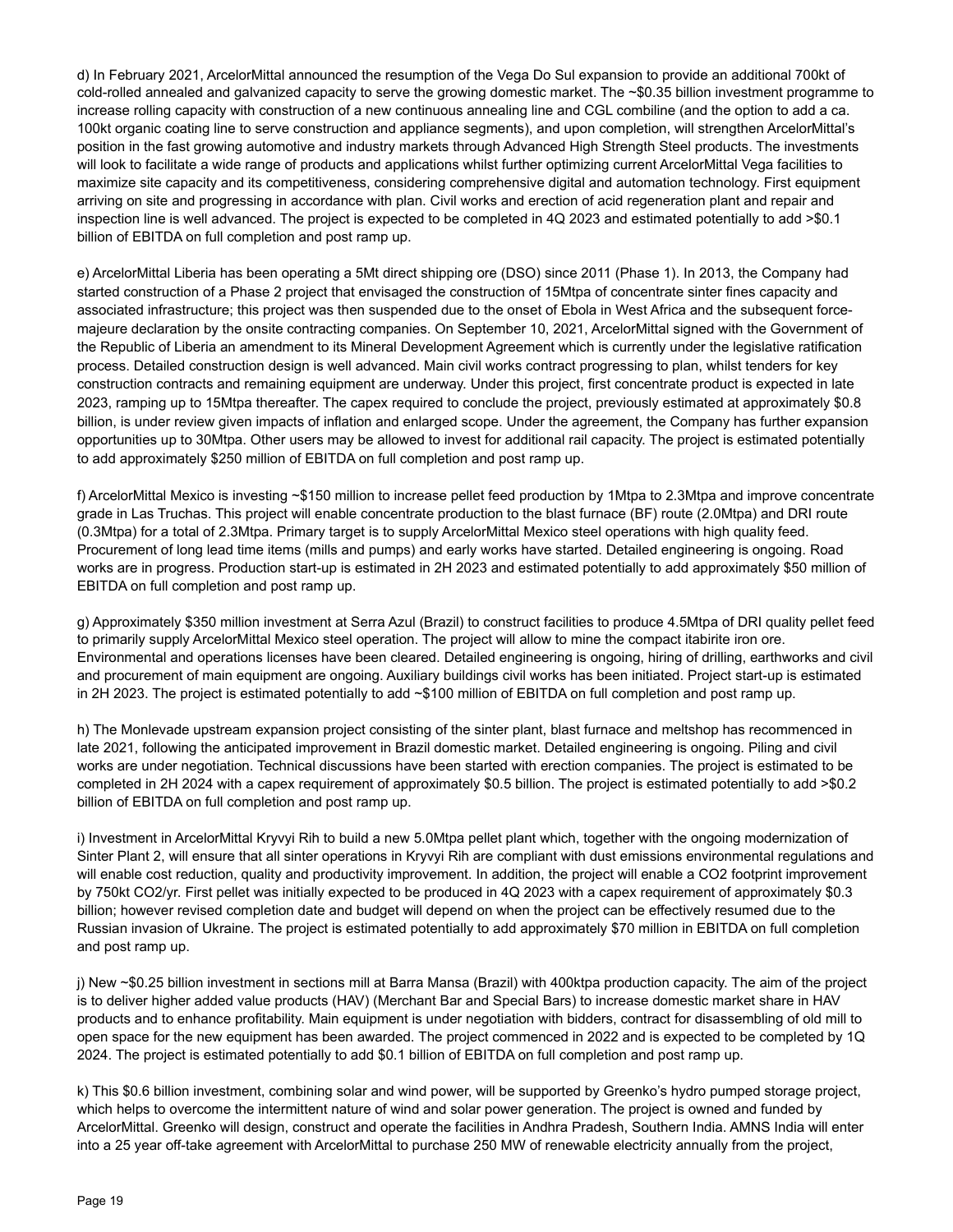d) In February 2021, ArcelorMittal announced the resumption of the Vega Do Sul expansion to provide an additional 700kt of cold-rolled annealed and galvanized capacity to serve the growing domestic market. The ~$0.35 billion investment programme to increase rolling capacity with construction of a new continuous annealing line and CGL combiline (and the option to add a ca. 100kt organic coating line to serve construction and appliance segments), and upon completion, will strengthen ArcelorMittal's position in the fast growing automotive and industry markets through Advanced High Strength Steel products. The investments will look to facilitate a wide range of products and applications whilst further optimizing current ArcelorMittal Vega facilities to maximize site capacity and its competitiveness, considering comprehensive digital and automation technology. First equipment arriving on site and progressing in accordance with plan. Civil works and erection of acid regeneration plant and repair and inspection line is well advanced. The project is expected to be completed in 4Q 2023 and estimated potentially to add >$0.1 billion of EBITDA on full completion and post ramp up.

e) ArcelorMittal Liberia has been operating a 5Mt direct shipping ore (DSO) since 2011 (Phase 1). In 2013, the Company had started construction of a Phase 2 project that envisaged the construction of 15Mtpa of concentrate sinter fines capacity and associated infrastructure; this project was then suspended due to the onset of Ebola in West Africa and the subsequent force-majeure declaration by the onsite contracting companies. On September 10, 2021, ArcelorMittal signed with the Government of the Republic of Liberia an amendment to its Mineral Development Agreement which is currently under the legislative ratification process. Detailed construction design is well advanced. Main civil works contract progressing to plan, whilst tenders for key construction contracts and remaining equipment are underway. Under this project, first concentrate product is expected in late 2023, ramping up to 15Mtpa thereafter. The capex required to conclude the project, previously estimated at approximately $0.8 billion, is under review given impacts of inflation and enlarged scope. Under the agreement, the Company has further expansion opportunities up to 30Mtpa. Other users may be allowed to invest for additional rail capacity. The project is estimated potentially to add approximately $250 million of EBITDA on full completion and post ramp up.

f) ArcelorMittal Mexico is investing ~$150 million to increase pellet feed production by 1Mtpa to 2.3Mtpa and improve concentrate grade in Las Truchas. This project will enable concentrate production to the blast furnace (BF) route (2.0Mtpa) and DRI route (0.3Mtpa) for a total of 2.3Mtpa. Primary target is to supply ArcelorMittal Mexico steel operations with high quality feed. Procurement of long lead time items (mills and pumps) and early works have started. Detailed engineering is ongoing. Road works are in progress. Production start-up is estimated in 2H 2023 and estimated potentially to add approximately $50 million of EBITDA on full completion and post ramp up.

g) Approximately $350 million investment at Serra Azul (Brazil) to construct facilities to produce 4.5Mtpa of DRI quality pellet feed to primarily supply ArcelorMittal Mexico steel operation. The project will allow to mine the compact itabirite iron ore. Environmental and operations licenses have been cleared. Detailed engineering is ongoing, hiring of drilling, earthworks and civil and procurement of main equipment are ongoing. Auxiliary buildings civil works has been initiated. Project start-up is estimated in 2H 2023. The project is estimated potentially to add ~$100 million of EBITDA on full completion and post ramp up.

h) The Monlevade upstream expansion project consisting of the sinter plant, blast furnace and meltshop has recommenced in late 2021, following the anticipated improvement in Brazil domestic market. Detailed engineering is ongoing. Piling and civil works are under negotiation. Technical discussions have been started with erection companies. The project is estimated to be completed in 2H 2024 with a capex requirement of approximately $0.5 billion. The project is estimated potentially to add >$0.2 billion of EBITDA on full completion and post ramp up.

i) Investment in ArcelorMittal Kryvyi Rih to build a new 5.0Mtpa pellet plant which, together with the ongoing modernization of Sinter Plant 2, will ensure that all sinter operations in Kryvyi Rih are compliant with dust emissions environmental regulations and will enable cost reduction, quality and productivity improvement. In addition, the project will enable a $CO_2$ footprint improvement by 750kt $CO_2$/yr. First pellet was initially expected to be produced in 4Q 2023 with a capex requirement of approximately $0.3 billion; however revised completion date and budget will depend on when the project can be effectively resumed due to the Russian invasion of Ukraine. The project is estimated potentially to add approximately $70 million in EBITDA on full completion and post ramp up.

j) New ~$0.25 billion investment in sections mill at Barra Mansa (Brazil) with 400ktpa production capacity. The aim of the project is to deliver higher added value products (HAV) (Merchant Bar and Special Bars) to increase domestic market share in HAV products and to enhance profitability. Main equipment is under negotiation with bidders, contract for disassembling of old mill to open space for the new equipment has been awarded. The project commenced in 2022 and is expected to be completed by 1Q 2024. The project is estimated potentially to add $0.1 billion of EBITDA on full completion and post ramp up.

k) This $0.6 billion investment, combining solar and wind power, will be supported by Greenko's hydro pumped storage project, which helps to overcome the intermittent nature of wind and solar power generation. The project is owned and funded by ArcelorMittal. Greenko will design, construct and operate the facilities in Andhra Pradesh, Southern India. AMNS India will enter into a 25 year off-take agreement with ArcelorMittal to purchase 250 MW of renewable electricity annually from the project,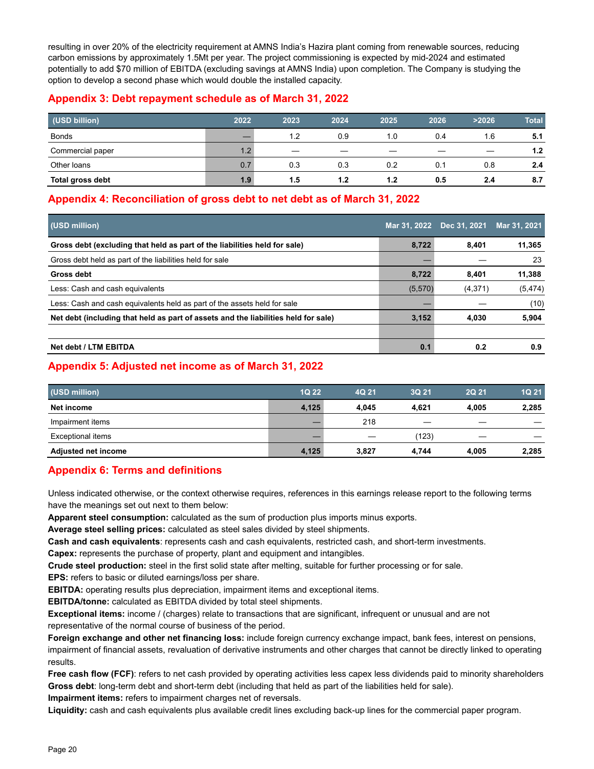resulting in over 20% of the electricity requirement at AMNS India's Hazira plant coming from renewable sources, reducing carbon emissions by approximately 1.5Mt per year. The project commissioning is expected by mid-2024 and estimated potentially to add $70 million of EBITDA (excluding savings at AMNS India) upon completion. The Company is studying the option to develop a second phase which would double the installed capacity.

## Appendix 3: Debt repayment schedule as of March 31, 2022

| (USD billion) | 2022 | 2023 | 2024 | 2025 | 2026 | >2026 | Total |
|---|---|---|---|---|---|---|---|
| Bonds | — | 1.2 | 0.9 | 1.0 | 0.4 | 1.6 | **5.1** |
| Commercial paper | 1.2 | — | — | — | — | — | **1.2** |
| Other loans | 0.7 | 0.3 | 0.3 | 0.2 | 0.1 | 0.8 | **2.4** |
| **Total gross debt** | **1.9** | **1.5** | **1.2** | **1.2** | **0.5** | **2.4** | **8.7** |

## Appendix 4: Reconciliation of gross debt to net debt as of March 31, 2022

| (USD million) | Mar 31, 2022 | Dec 31, 2021 | Mar 31, 2021 |
|---|---|---|---|
| **Gross debt (excluding that held as part of the liabilities held for sale)** | **8,722** | **8,401** | **11,365** |
| Gross debt held as part of the liabilities held for sale | — | — | 23 |
| **Gross debt** | **8,722** | **8,401** | **11,388** |
| Less: Cash and cash equivalents | (5,570) | (4,371) | (5,474) |
| Less: Cash and cash equivalents held as part of the assets held for sale | — | — | (10) |
| **Net debt (including that held as part of assets and the liabilities held for sale)** | **3,152** | **4,030** | **5,904** |
| | | | |
| **Net debt / LTM EBITDA** | **0.1** | **0.2** | **0.9** |

## Appendix 5: Adjusted net income as of March 31, 2022

| (USD million) | 1Q 22 | 4Q 21 | 3Q 21 | 2Q 21 | 1Q 21 |
|---|---|---|---|---|---|
| **Net income** | **4,125** | **4,045** | **4,621** | **4,005** | **2,285** |
| Impairment items | — | 218 | — | — | — |
| Exceptional items | — | — | (123) | — | — |
| **Adjusted net income** | **4,125** | **3,827** | **4,744** | **4,005** | **2,285** |

## Appendix 6: Terms and definitions

Unless indicated otherwise, or the context otherwise requires, references in this earnings release report to the following terms have the meanings set out next to them below:

**Apparent steel consumption:** calculated as the sum of production plus imports minus exports.
**Average steel selling prices:** calculated as steel sales divided by steel shipments.
**Cash and cash equivalents**: represents cash and cash equivalents, restricted cash, and short-term investments.
**Capex:** represents the purchase of property, plant and equipment and intangibles.
**Crude steel production:** steel in the first solid state after melting, suitable for further processing or for sale.
**EPS:** refers to basic or diluted earnings/loss per share.
**EBITDA:** operating results plus depreciation, impairment items and exceptional items.
**EBITDA/tonne:** calculated as EBITDA divided by total steel shipments.
**Exceptional items:** income / (charges) relate to transactions that are significant, infrequent or unusual and are not representative of the normal course of business of the period.
**Foreign exchange and other net financing loss:** include foreign currency exchange impact, bank fees, interest on pensions, impairment of financial assets, revaluation of derivative instruments and other charges that cannot be directly linked to operating results.
**Free cash flow (FCF)**: refers to net cash provided by operating activities less capex less dividends paid to minority shareholders
**Gross debt**: long-term debt and short-term debt (including that held as part of the liabilities held for sale).
**Impairment items:** refers to impairment charges net of reversals.
**Liquidity:** cash and cash equivalents plus available credit lines excluding back-up lines for the commercial paper program.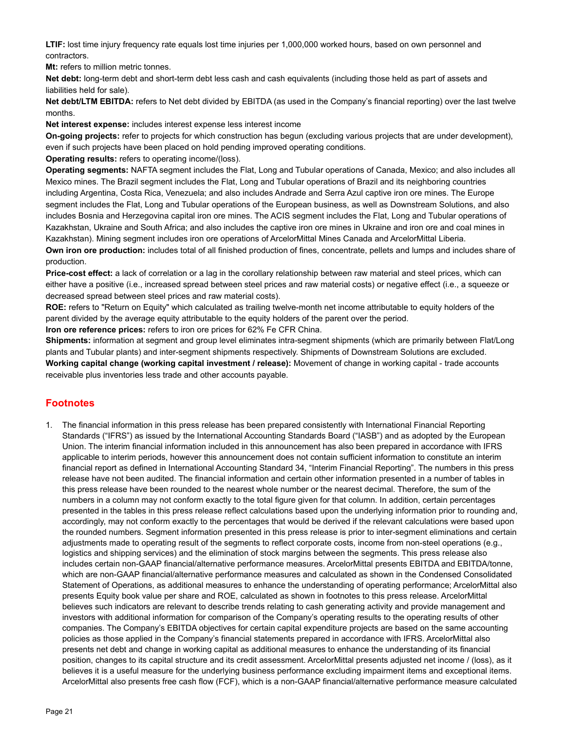**LTIF:** lost time injury frequency rate equals lost time injuries per 1,000,000 worked hours, based on own personnel and contractors.

**Mt:** refers to million metric tonnes.

**Net debt:** long-term debt and short-term debt less cash and cash equivalents (including those held as part of assets and liabilities held for sale).

**Net debt/LTM EBITDA:** refers to Net debt divided by EBITDA (as used in the Company's financial reporting) over the last twelve months.

**Net interest expense:** includes interest expense less interest income

**On-going projects:** refer to projects for which construction has begun (excluding various projects that are under development), even if such projects have been placed on hold pending improved operating conditions.

**Operating results:** refers to operating income/(loss).

**Operating segments:** NAFTA segment includes the Flat, Long and Tubular operations of Canada, Mexico; and also includes all Mexico mines. The Brazil segment includes the Flat, Long and Tubular operations of Brazil and its neighboring countries including Argentina, Costa Rica, Venezuela; and also includes Andrade and Serra Azul captive iron ore mines. The Europe segment includes the Flat, Long and Tubular operations of the European business, as well as Downstream Solutions, and also includes Bosnia and Herzegovina capital iron ore mines. The ACIS segment includes the Flat, Long and Tubular operations of Kazakhstan, Ukraine and South Africa; and also includes the captive iron ore mines in Ukraine and iron ore and coal mines in Kazakhstan). Mining segment includes iron ore operations of ArcelorMittal Mines Canada and ArcelorMittal Liberia.

**Own iron ore production:** includes total of all finished production of fines, concentrate, pellets and lumps and includes share of production.

**Price-cost effect:** a lack of correlation or a lag in the corollary relationship between raw material and steel prices, which can either have a positive (i.e., increased spread between steel prices and raw material costs) or negative effect (i.e., a squeeze or decreased spread between steel prices and raw material costs).

**ROE:** refers to "Return on Equity" which calculated as trailing twelve-month net income attributable to equity holders of the parent divided by the average equity attributable to the equity holders of the parent over the period.

**Iron ore reference prices:** refers to iron ore prices for 62% Fe CFR China.

**Shipments:** information at segment and group level eliminates intra-segment shipments (which are primarily between Flat/Long plants and Tubular plants) and inter-segment shipments respectively. Shipments of Downstream Solutions are excluded.

**Working capital change (working capital investment / release):** Movement of change in working capital - trade accounts receivable plus inventories less trade and other accounts payable.

## Footnotes

1. The financial information in this press release has been prepared consistently with International Financial Reporting Standards ("IFRS") as issued by the International Accounting Standards Board ("IASB") and as adopted by the European Union. The interim financial information included in this announcement has also been prepared in accordance with IFRS applicable to interim periods, however this announcement does not contain sufficient information to constitute an interim financial report as defined in International Accounting Standard 34, "Interim Financial Reporting". The numbers in this press release have not been audited. The financial information and certain other information presented in a number of tables in this press release have been rounded to the nearest whole number or the nearest decimal. Therefore, the sum of the numbers in a column may not conform exactly to the total figure given for that column. In addition, certain percentages presented in the tables in this press release reflect calculations based upon the underlying information prior to rounding and, accordingly, may not conform exactly to the percentages that would be derived if the relevant calculations were based upon the rounded numbers. Segment information presented in this press release is prior to inter-segment eliminations and certain adjustments made to operating result of the segments to reflect corporate costs, income from non-steel operations (e.g., logistics and shipping services) and the elimination of stock margins between the segments. This press release also includes certain non-GAAP financial/alternative performance measures. ArcelorMittal presents EBITDA and EBITDA/tonne, which are non-GAAP financial/alternative performance measures and calculated as shown in the Condensed Consolidated Statement of Operations, as additional measures to enhance the understanding of operating performance; ArcelorMittal also presents Equity book value per share and ROE, calculated as shown in footnotes to this press release. ArcelorMittal believes such indicators are relevant to describe trends relating to cash generating activity and provide management and investors with additional information for comparison of the Company's operating results to the operating results of other companies. The Company's EBITDA objectives for certain capital expenditure projects are based on the same accounting policies as those applied in the Company's financial statements prepared in accordance with IFRS. ArcelorMittal also presents net debt and change in working capital as additional measures to enhance the understanding of its financial position, changes to its capital structure and its credit assessment. ArcelorMittal presents adjusted net income / (loss), as it believes it is a useful measure for the underlying business performance excluding impairment items and exceptional items. ArcelorMittal also presents free cash flow (FCF), which is a non-GAAP financial/alternative performance measure calculated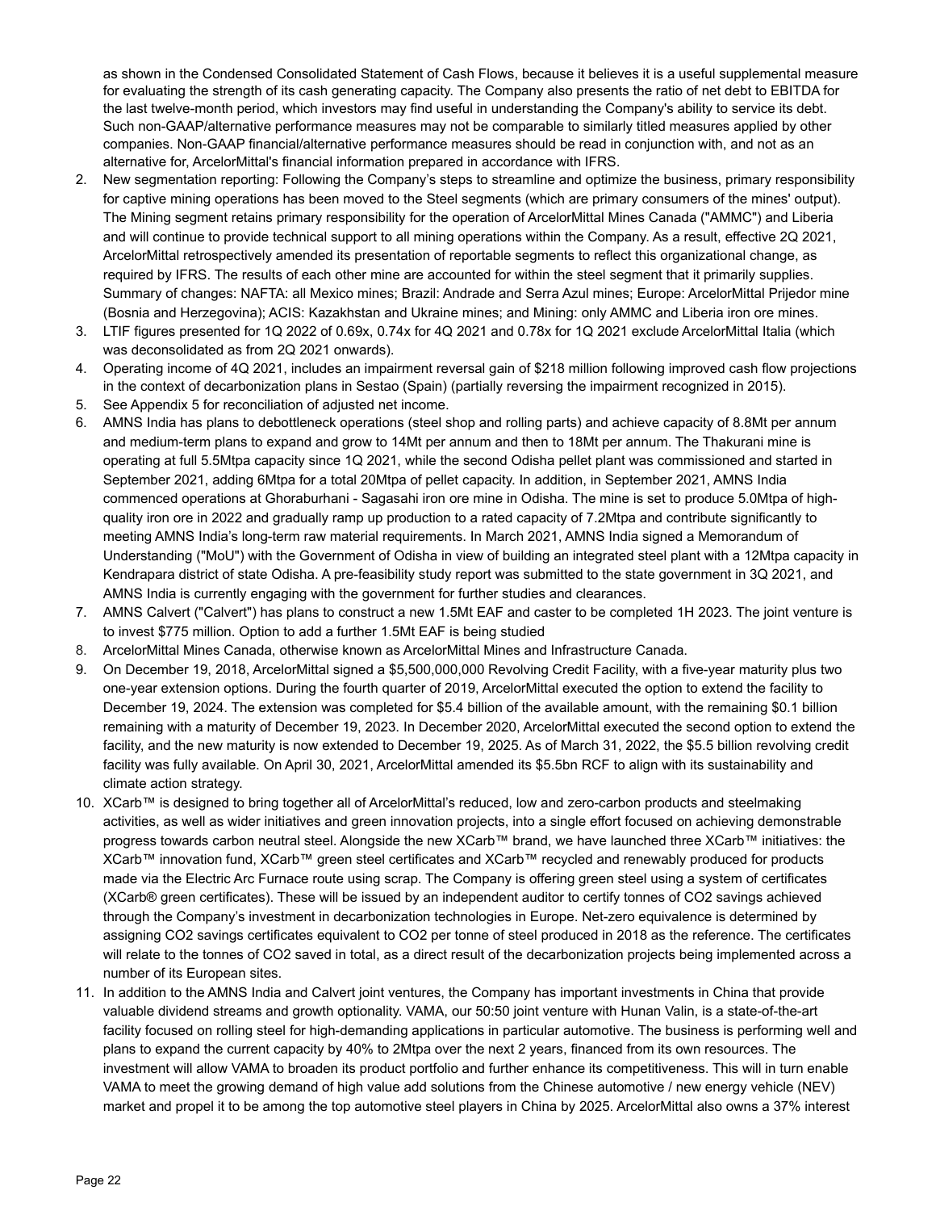as shown in the Condensed Consolidated Statement of Cash Flows, because it believes it is a useful supplemental measure for evaluating the strength of its cash generating capacity. The Company also presents the ratio of net debt to EBITDA for the last twelve-month period, which investors may find useful in understanding the Company's ability to service its debt. Such non-GAAP/alternative performance measures may not be comparable to similarly titled measures applied by other companies. Non-GAAP financial/alternative performance measures should be read in conjunction with, and not as an alternative for, ArcelorMittal's financial information prepared in accordance with IFRS.

2. New segmentation reporting: Following the Company's steps to streamline and optimize the business, primary responsibility for captive mining operations has been moved to the Steel segments (which are primary consumers of the mines' output). The Mining segment retains primary responsibility for the operation of ArcelorMittal Mines Canada ("AMMC") and Liberia and will continue to provide technical support to all mining operations within the Company. As a result, effective 2Q 2021, ArcelorMittal retrospectively amended its presentation of reportable segments to reflect this organizational change, as required by IFRS. The results of each other mine are accounted for within the steel segment that it primarily supplies. Summary of changes: NAFTA: all Mexico mines; Brazil: Andrade and Serra Azul mines; Europe: ArcelorMittal Prijedor mine (Bosnia and Herzegovina); ACIS: Kazakhstan and Ukraine mines; and Mining: only AMMC and Liberia iron ore mines.
3. LTIF figures presented for 1Q 2022 of 0.69x, 0.74x for 4Q 2021 and 0.78x for 1Q 2021 exclude ArcelorMittal Italia (which was deconsolidated as from 2Q 2021 onwards).
4. Operating income of 4Q 2021, includes an impairment reversal gain of $218 million following improved cash flow projections in the context of decarbonization plans in Sestao (Spain) (partially reversing the impairment recognized in 2015).
5. See Appendix 5 for reconciliation of adjusted net income.
6. AMNS India has plans to debottleneck operations (steel shop and rolling parts) and achieve capacity of 8.8Mt per annum and medium-term plans to expand and grow to 14Mt per annum and then to 18Mt per annum. The Thakurani mine is operating at full 5.5Mtpa capacity since 1Q 2021, while the second Odisha pellet plant was commissioned and started in September 2021, adding 6Mtpa for a total 20Mtpa of pellet capacity. In addition, in September 2021, AMNS India commenced operations at Ghoraburhani - Sagasahi iron ore mine in Odisha. The mine is set to produce 5.0Mtpa of high-quality iron ore in 2022 and gradually ramp up production to a rated capacity of 7.2Mtpa and contribute significantly to meeting AMNS India's long-term raw material requirements. In March 2021, AMNS India signed a Memorandum of Understanding ("MoU") with the Government of Odisha in view of building an integrated steel plant with a 12Mtpa capacity in Kendrapara district of state Odisha. A pre-feasibility study report was submitted to the state government in 3Q 2021, and AMNS India is currently engaging with the government for further studies and clearances.
7. AMNS Calvert ("Calvert") has plans to construct a new 1.5Mt EAF and caster to be completed 1H 2023. The joint venture is to invest $775 million. Option to add a further 1.5Mt EAF is being studied
8. ArcelorMittal Mines Canada, otherwise known as ArcelorMittal Mines and Infrastructure Canada.
9. On December 19, 2018, ArcelorMittal signed a $5,500,000,000 Revolving Credit Facility, with a five-year maturity plus two one-year extension options. During the fourth quarter of 2019, ArcelorMittal executed the option to extend the facility to December 19, 2024. The extension was completed for $5.4 billion of the available amount, with the remaining $0.1 billion remaining with a maturity of December 19, 2023. In December 2020, ArcelorMittal executed the second option to extend the facility, and the new maturity is now extended to December 19, 2025. As of March 31, 2022, the $5.5 billion revolving credit facility was fully available. On April 30, 2021, ArcelorMittal amended its $5.5bn RCF to align with its sustainability and climate action strategy.
10. XCarb™ is designed to bring together all of ArcelorMittal's reduced, low and zero-carbon products and steelmaking activities, as well as wider initiatives and green innovation projects, into a single effort focused on achieving demonstrable progress towards carbon neutral steel. Alongside the new XCarb™ brand, we have launched three XCarb™ initiatives: the XCarb™ innovation fund, XCarb™ green steel certificates and XCarb™ recycled and renewably produced for products made via the Electric Arc Furnace route using scrap. The Company is offering green steel using a system of certificates (XCarb® green certificates). These will be issued by an independent auditor to certify tonnes of CO2 savings achieved through the Company's investment in decarbonization technologies in Europe. Net-zero equivalence is determined by assigning CO2 savings certificates equivalent to CO2 per tonne of steel produced in 2018 as the reference. The certificates will relate to the tonnes of CO2 saved in total, as a direct result of the decarbonization projects being implemented across a number of its European sites.
11. In addition to the AMNS India and Calvert joint ventures, the Company has important investments in China that provide valuable dividend streams and growth optionality. VAMA, our 50:50 joint venture with Hunan Valin, is a state-of-the-art facility focused on rolling steel for high-demanding applications in particular automotive. The business is performing well and plans to expand the current capacity by 40% to 2Mtpa over the next 2 years, financed from its own resources. The investment will allow VAMA to broaden its product portfolio and further enhance its competitiveness. This will in turn enable VAMA to meet the growing demand of high value add solutions from the Chinese automotive / new energy vehicle (NEV) market and propel it to be among the top automotive steel players in China by 2025. ArcelorMittal also owns a 37% interest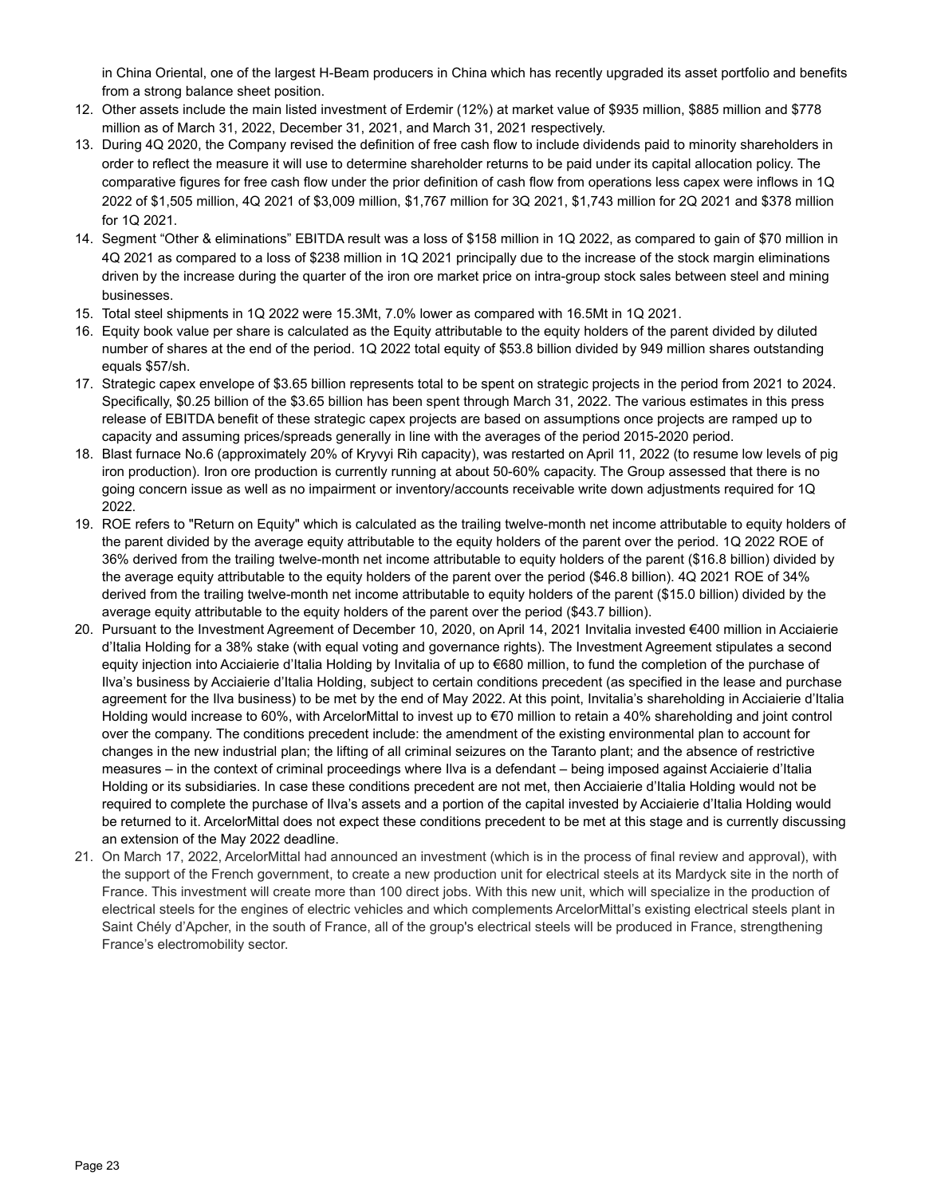in China Oriental, one of the largest H-Beam producers in China which has recently upgraded its asset portfolio and benefits from a strong balance sheet position.

12. Other assets include the main listed investment of Erdemir (12%) at market value of $935 million, $885 million and $778 million as of March 31, 2022, December 31, 2021, and March 31, 2021 respectively.
13. During 4Q 2020, the Company revised the definition of free cash flow to include dividends paid to minority shareholders in order to reflect the measure it will use to determine shareholder returns to be paid under its capital allocation policy. The comparative figures for free cash flow under the prior definition of cash flow from operations less capex were inflows in 1Q 2022 of $1,505 million, 4Q 2021 of $3,009 million, $1,767 million for 3Q 2021, $1,743 million for 2Q 2021 and $378 million for 1Q 2021.
14. Segment "Other & eliminations" EBITDA result was a loss of $158 million in 1Q 2022, as compared to gain of $70 million in 4Q 2021 as compared to a loss of $238 million in 1Q 2021 principally due to the increase of the stock margin eliminations driven by the increase during the quarter of the iron ore market price on intra-group stock sales between steel and mining businesses.
15. Total steel shipments in 1Q 2022 were 15.3Mt, 7.0% lower as compared with 16.5Mt in 1Q 2021.
16. Equity book value per share is calculated as the Equity attributable to the equity holders of the parent divided by diluted number of shares at the end of the period. 1Q 2022 total equity of $53.8 billion divided by 949 million shares outstanding equals $57/sh.
17. Strategic capex envelope of $3.65 billion represents total to be spent on strategic projects in the period from 2021 to 2024. Specifically, $0.25 billion of the $3.65 billion has been spent through March 31, 2022. The various estimates in this press release of EBITDA benefit of these strategic capex projects are based on assumptions once projects are ramped up to capacity and assuming prices/spreads generally in line with the averages of the period 2015-2020 period.
18. Blast furnace No.6 (approximately 20% of Kryvyi Rih capacity), was restarted on April 11, 2022 (to resume low levels of pig iron production). Iron ore production is currently running at about 50-60% capacity. The Group assessed that there is no going concern issue as well as no impairment or inventory/accounts receivable write down adjustments required for 1Q 2022.
19. ROE refers to "Return on Equity" which is calculated as the trailing twelve-month net income attributable to equity holders of the parent divided by the average equity attributable to the equity holders of the parent over the period. 1Q 2022 ROE of 36% derived from the trailing twelve-month net income attributable to equity holders of the parent ($16.8 billion) divided by the average equity attributable to the equity holders of the parent over the period ($46.8 billion). 4Q 2021 ROE of 34% derived from the trailing twelve-month net income attributable to equity holders of the parent ($15.0 billion) divided by the average equity attributable to the equity holders of the parent over the period ($43.7 billion).
20. Pursuant to the Investment Agreement of December 10, 2020, on April 14, 2021 Invitalia invested €400 million in Acciaierie d'Italia Holding for a 38% stake (with equal voting and governance rights). The Investment Agreement stipulates a second equity injection into Acciaierie d'Italia Holding by Invitalia of up to €680 million, to fund the completion of the purchase of Ilva's business by Acciaierie d'Italia Holding, subject to certain conditions precedent (as specified in the lease and purchase agreement for the Ilva business) to be met by the end of May 2022. At this point, Invitalia's shareholding in Acciaierie d'Italia Holding would increase to 60%, with ArcelorMittal to invest up to €70 million to retain a 40% shareholding and joint control over the company. The conditions precedent include: the amendment of the existing environmental plan to account for changes in the new industrial plan; the lifting of all criminal seizures on the Taranto plant; and the absence of restrictive measures – in the context of criminal proceedings where Ilva is a defendant – being imposed against Acciaierie d'Italia Holding or its subsidiaries. In case these conditions precedent are not met, then Acciaierie d'Italia Holding would not be required to complete the purchase of Ilva's assets and a portion of the capital invested by Acciaierie d'Italia Holding would be returned to it. ArcelorMittal does not expect these conditions precedent to be met at this stage and is currently discussing an extension of the May 2022 deadline.
21. On March 17, 2022, ArcelorMittal had announced an investment (which is in the process of final review and approval), with the support of the French government, to create a new production unit for electrical steels at its Mardyck site in the north of France. This investment will create more than 100 direct jobs. With this new unit, which will specialize in the production of electrical steels for the engines of electric vehicles and which complements ArcelorMittal's existing electrical steels plant in Saint Chély d'Apcher, in the south of France, all of the group's electrical steels will be produced in France, strengthening France's electromobility sector.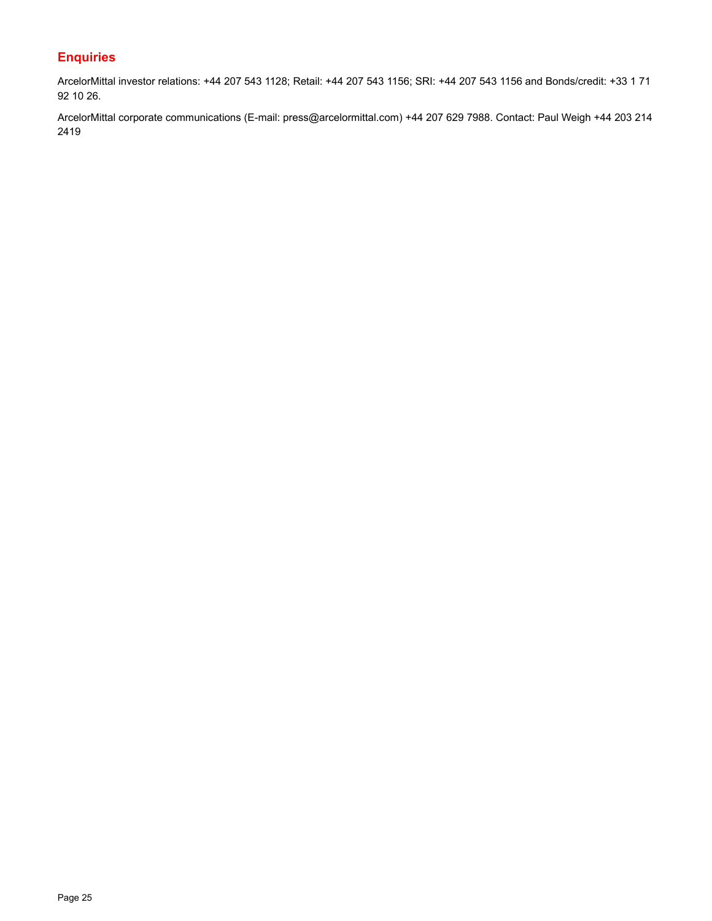## Enquiries

ArcelorMittal investor relations: +44 207 543 1128; Retail: +44 207 543 1156; SRI: +44 207 543 1156 and Bonds/credit: +33 1 71 92 10 26.

ArcelorMittal corporate communications (E-mail: press@arcelormittal.com) +44 207 629 7988. Contact: Paul Weigh +44 203 214 2419